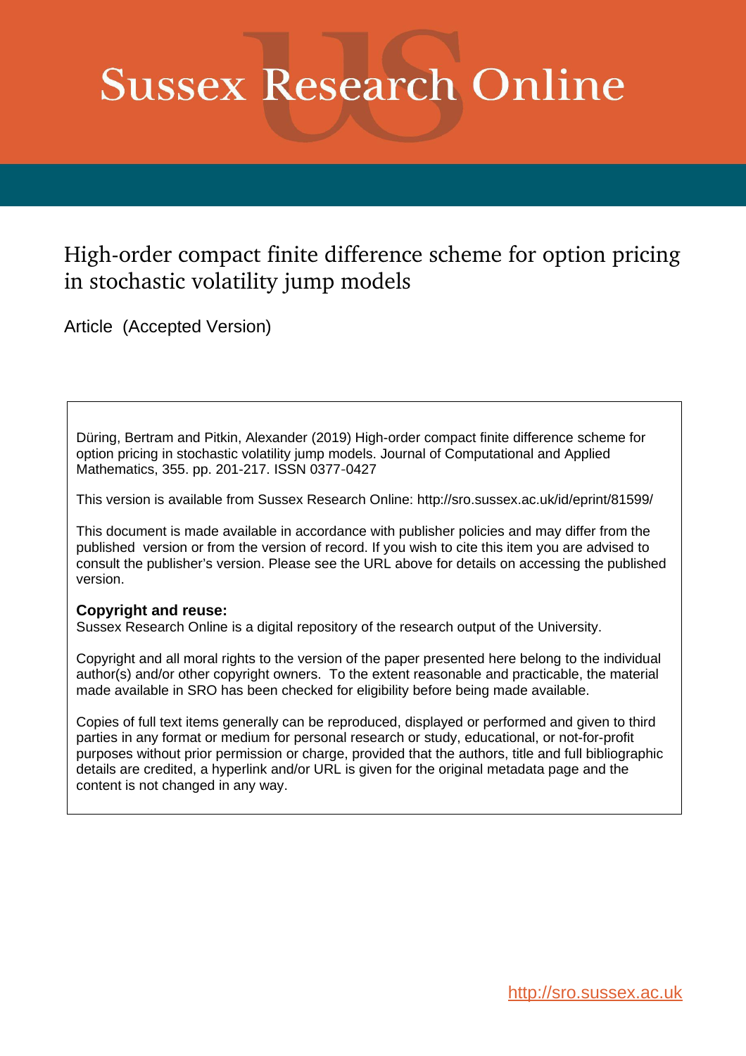# Sussex Research Online

## High-order compact finite difference scheme for option pricing in stochastic volatility jump models

Article (Accepted Version)

Düring, Bertram and Pitkin, Alexander (2019) High-order compact finite difference scheme for option pricing in stochastic volatility jump models. Journal of Computational and Applied Mathematics, 355. pp. 201-217. ISSN 0377-0427

This version is available from Sussex Research Online: http://sro.sussex.ac.uk/id/eprint/81599/

This document is made available in accordance with publisher policies and may differ from the published version or from the version of record. If you wish to cite this item you are advised to consult the publisher's version. Please see the URL above for details on accessing the published version.

**Copyright and reuse:**
Sussex Research Online is a digital repository of the research output of the University.

Copyright and all moral rights to the version of the paper presented here belong to the individual author(s) and/or other copyright owners. To the extent reasonable and practicable, the material made available in SRO has been checked for eligibility before being made available.

Copies of full text items generally can be reproduced, displayed or performed and given to third parties in any format or medium for personal research or study, educational, or not-for-profit purposes without prior permission or charge, provided that the authors, title and full bibliographic details are credited, a hyperlink and/or URL is given for the original metadata page and the content is not changed in any way.

http://sro.sussex.ac.uk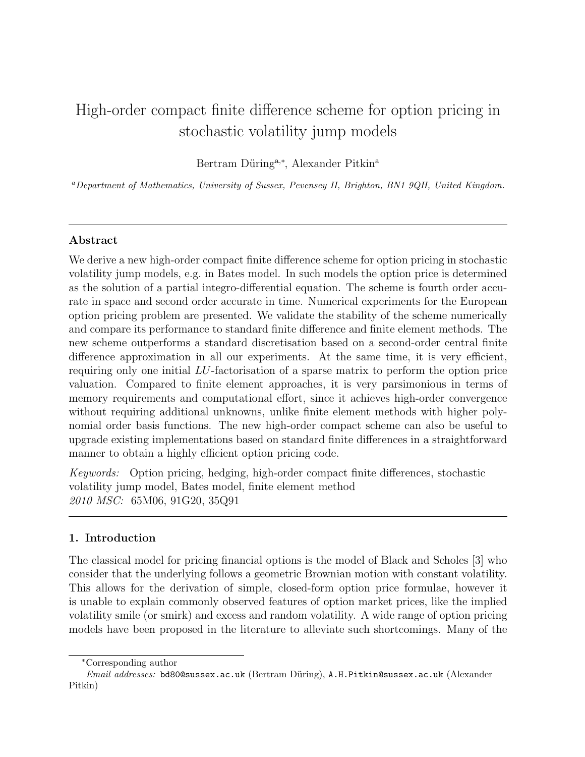# High-order compact finite difference scheme for option pricing in stochastic volatility jump models

Bertram Düring[a,*], Alexander Pitkin[a]

[a]*Department of Mathematics, University of Sussex, Pevensey II, Brighton, BN1 9QH, United Kingdom.*

---

### Abstract

We derive a new high-order compact finite difference scheme for option pricing in stochastic volatility jump models, e.g. in Bates model. In such models the option price is determined as the solution of a partial integro-differential equation. The scheme is fourth order accurate in space and second order accurate in time. Numerical experiments for the European option pricing problem are presented. We validate the stability of the scheme numerically and compare its performance to standard finite difference and finite element methods. The new scheme outperforms a standard discretisation based on a second-order central finite difference approximation in all our experiments. At the same time, it is very efficient, requiring only one initial $LU$-factorisation of a sparse matrix to perform the option price valuation. Compared to finite element approaches, it is very parsimonious in terms of memory requirements and computational effort, since it achieves high-order convergence without requiring additional unknowns, unlike finite element methods with higher polynomial order basis functions. The new high-order compact scheme can also be useful to upgrade existing implementations based on standard finite differences in a straightforward manner to obtain a highly efficient option pricing code.

*Keywords:* Option pricing, hedging, high-order compact finite differences, stochastic volatility jump model, Bates model, finite element method
*2010 MSC:* 65M06, 91G20, 35Q91

---

## 1. Introduction

The classical model for pricing financial options is the model of Black and Scholes [3] who consider that the underlying follows a geometric Brownian motion with constant volatility. This allows for the derivation of simple, closed-form option price formulae, however it is unable to explain commonly observed features of option market prices, like the implied volatility smile (or smirk) and excess and random volatility. A wide range of option pricing models have been proposed in the literature to alleviate such shortcomings. Many of the

---

*Corresponding author
*Email addresses:* bd80@sussex.ac.uk (Bertram Düring), A.H.Pitkin@sussex.ac.uk (Alexander Pitkin)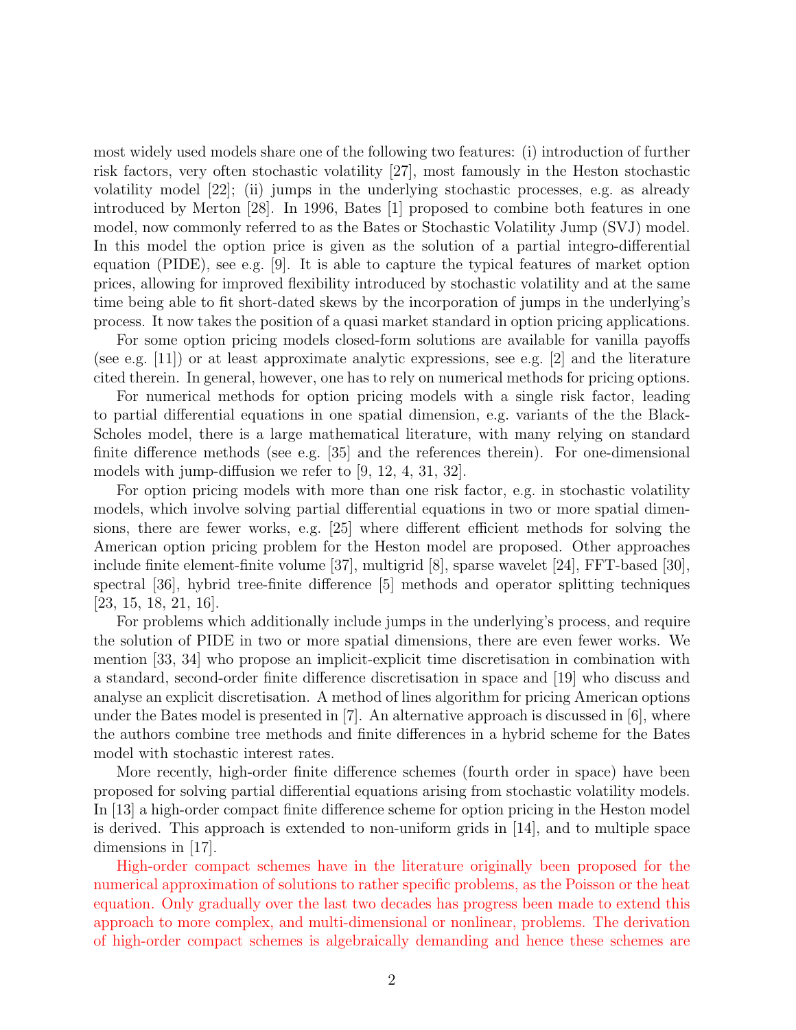most widely used models share one of the following two features: (i) introduction of further risk factors, very often stochastic volatility [27], most famously in the Heston stochastic volatility model [22]; (ii) jumps in the underlying stochastic processes, e.g. as already introduced by Merton [28]. In 1996, Bates [1] proposed to combine both features in one model, now commonly referred to as the Bates or Stochastic Volatility Jump (SVJ) model. In this model the option price is given as the solution of a partial integro-differential equation (PIDE), see e.g. [9]. It is able to capture the typical features of market option prices, allowing for improved flexibility introduced by stochastic volatility and at the same time being able to fit short-dated skews by the incorporation of jumps in the underlying's process. It now takes the position of a quasi market standard in option pricing applications.

For some option pricing models closed-form solutions are available for vanilla payoffs (see e.g. [11]) or at least approximate analytic expressions, see e.g. [2] and the literature cited therein. In general, however, one has to rely on numerical methods for pricing options.

For numerical methods for option pricing models with a single risk factor, leading to partial differential equations in one spatial dimension, e.g. variants of the the Black-Scholes model, there is a large mathematical literature, with many relying on standard finite difference methods (see e.g. [35] and the references therein). For one-dimensional models with jump-diffusion we refer to [9, 12, 4, 31, 32].

For option pricing models with more than one risk factor, e.g. in stochastic volatility models, which involve solving partial differential equations in two or more spatial dimensions, there are fewer works, e.g. [25] where different efficient methods for solving the American option pricing problem for the Heston model are proposed. Other approaches include finite element-finite volume [37], multigrid [8], sparse wavelet [24], FFT-based [30], spectral [36], hybrid tree-finite difference [5] methods and operator splitting techniques [23, 15, 18, 21, 16].

For problems which additionally include jumps in the underlying's process, and require the solution of PIDE in two or more spatial dimensions, there are even fewer works. We mention [33, 34] who propose an implicit-explicit time discretisation in combination with a standard, second-order finite difference discretisation in space and [19] who discuss and analyse an explicit discretisation. A method of lines algorithm for pricing American options under the Bates model is presented in [7]. An alternative approach is discussed in [6], where the authors combine tree methods and finite differences in a hybrid scheme for the Bates model with stochastic interest rates.

More recently, high-order finite difference schemes (fourth order in space) have been proposed for solving partial differential equations arising from stochastic volatility models. In [13] a high-order compact finite difference scheme for option pricing in the Heston model is derived. This approach is extended to non-uniform grids in [14], and to multiple space dimensions in [17].

High-order compact schemes have in the literature originally been proposed for the numerical approximation of solutions to rather specific problems, as the Poisson or the heat equation. Only gradually over the last two decades has progress been made to extend this approach to more complex, and multi-dimensional or nonlinear, problems. The derivation of high-order compact schemes is algebraically demanding and hence these schemes are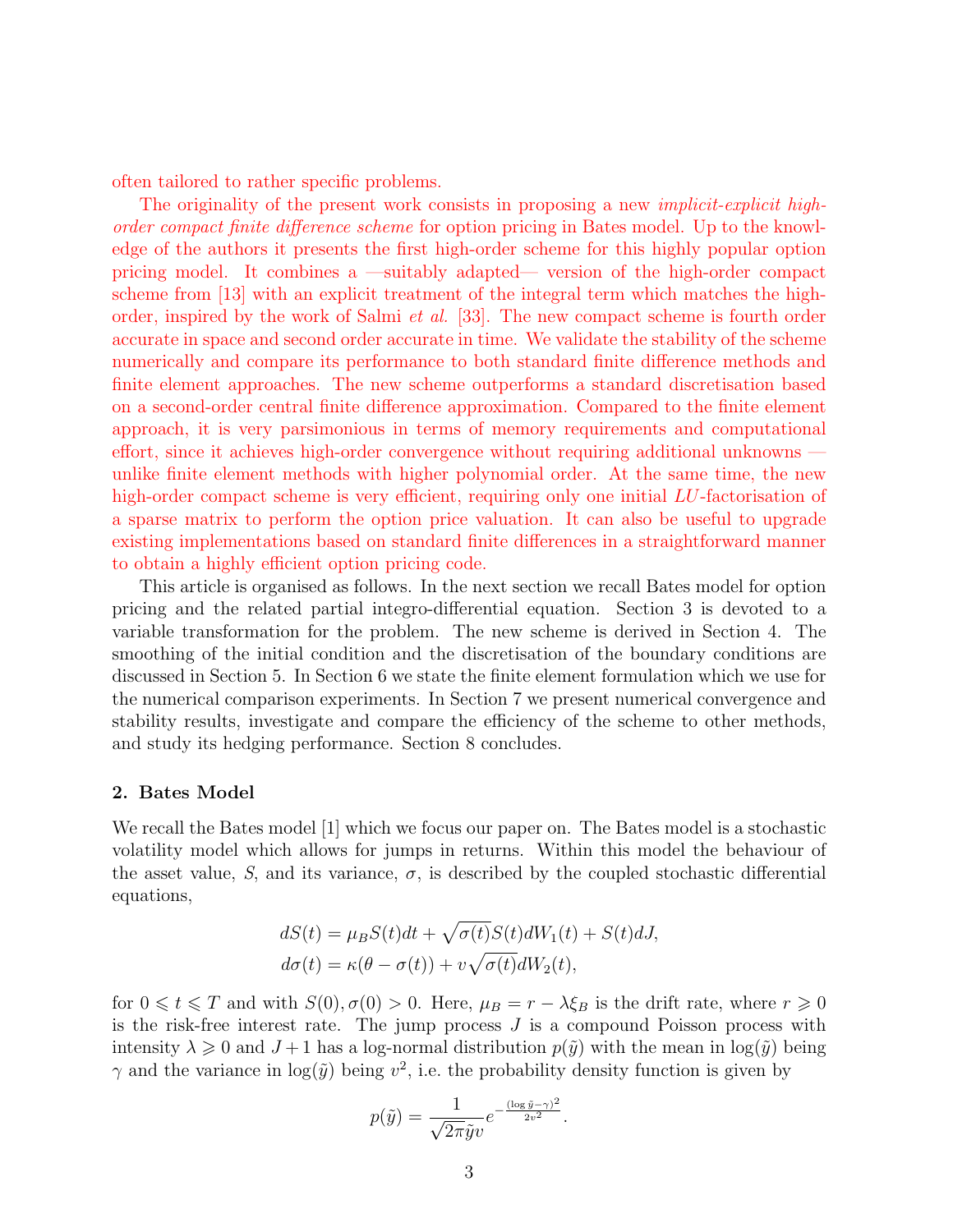often tailored to rather specific problems.

The originality of the present work consists in proposing a new *implicit-explicit high-order compact finite difference scheme* for option pricing in Bates model. Up to the knowledge of the authors it presents the first high-order scheme for this highly popular option pricing model. It combines a —suitably adapted— version of the high-order compact scheme from [13] with an explicit treatment of the integral term which matches the high-order, inspired by the work of Salmi *et al.* [33]. The new compact scheme is fourth order accurate in space and second order accurate in time. We validate the stability of the scheme numerically and compare its performance to both standard finite difference methods and finite element approaches. The new scheme outperforms a standard discretisation based on a second-order central finite difference approximation. Compared to the finite element approach, it is very parsimonious in terms of memory requirements and computational effort, since it achieves high-order convergence without requiring additional unknowns — unlike finite element methods with higher polynomial order. At the same time, the new high-order compact scheme is very efficient, requiring only one initial $LU$-factorisation of a sparse matrix to perform the option price valuation. It can also be useful to upgrade existing implementations based on standard finite differences in a straightforward manner to obtain a highly efficient option pricing code.

This article is organised as follows. In the next section we recall Bates model for option pricing and the related partial integro-differential equation. Section 3 is devoted to a variable transformation for the problem. The new scheme is derived in Section 4. The smoothing of the initial condition and the discretisation of the boundary conditions are discussed in Section 5. In Section 6 we state the finite element formulation which we use for the numerical comparison experiments. In Section 7 we present numerical convergence and stability results, investigate and compare the efficiency of the scheme to other methods, and study its hedging performance. Section 8 concludes.

## 2. Bates Model

We recall the Bates model [1] which we focus our paper on. The Bates model is a stochastic volatility model which allows for jumps in returns. Within this model the behaviour of the asset value, $S$, and its variance, $\sigma$, is described by the coupled stochastic differential equations,

$$
\begin{aligned}
dS(t) &= \mu_B S(t)dt + \sqrt{\sigma(t)}S(t)dW_1(t) + S(t)dJ, \\
d\sigma(t) &= \kappa(\theta - \sigma(t)) + v\sqrt{\sigma(t)}dW_2(t),
\end{aligned}
$$

for $0 \leqslant t \leqslant T$ and with $S(0), \sigma(0) > 0$. Here, $\mu_B = r - \lambda\xi_B$ is the drift rate, where $r \geqslant 0$ is the risk-free interest rate. The jump process $J$ is a compound Poisson process with intensity $\lambda \geqslant 0$ and $J+1$ has a log-normal distribution $p(\tilde{y})$ with the mean in $\log(\tilde{y})$ being $\gamma$ and the variance in $\log(\tilde{y})$ being $v^2$, i.e. the probability density function is given by

$$
p(\tilde{y}) = \frac{1}{\sqrt{2\pi}\tilde{y}v} e^{-\frac{(\log \tilde{y} - \gamma)^2}{2v^2}}.
$$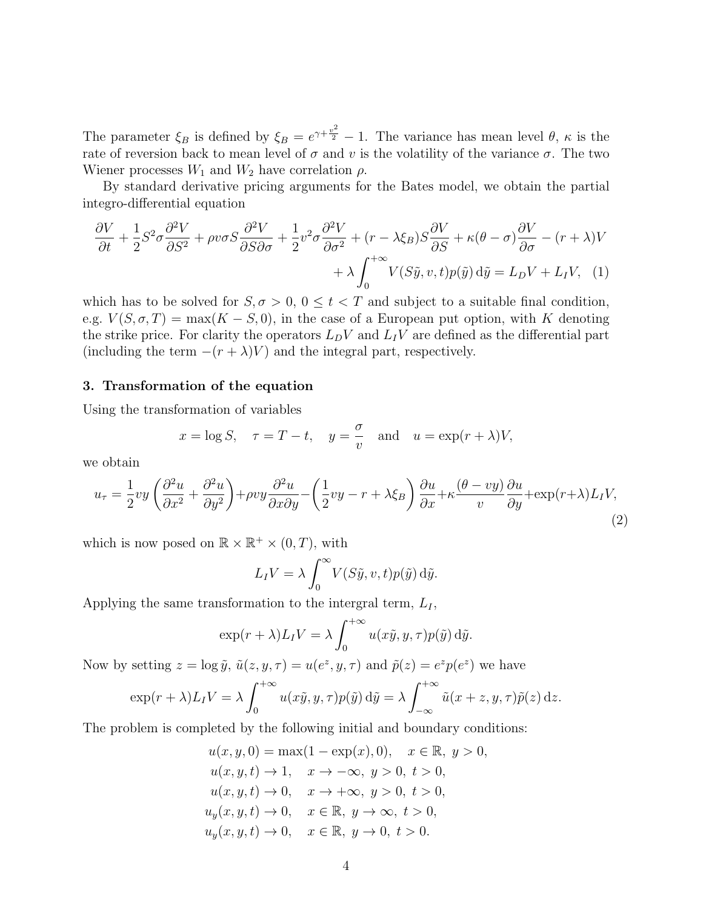The parameter $\xi_B$ is defined by $\xi_B = e^{\gamma + \frac{v^2}{2}} - 1$. The variance has mean level $\theta$, $\kappa$ is the rate of reversion back to mean level of $\sigma$ and $v$ is the volatility of the variance $\sigma$. The two Wiener processes $W_1$ and $W_2$ have correlation $\rho$.

By standard derivative pricing arguments for the Bates model, we obtain the partial integro-differential equation

$$\frac{\partial V}{\partial t} + \frac{1}{2} S^2 \sigma \frac{\partial^2 V}{\partial S^2} + \rho v \sigma S \frac{\partial^2 V}{\partial S \partial \sigma} + \frac{1}{2} v^2 \sigma \frac{\partial^2 V}{\partial \sigma^2} + (r - \lambda \xi_B) S \frac{\partial V}{\partial S} + \kappa(\theta - \sigma) \frac{\partial V}{\partial \sigma} - (r + \lambda) V$$
$$+ \lambda \int_0^{+\infty} V(S\tilde{y}, v, t) p(\tilde{y}) \,\mathrm{d}\tilde{y} = L_D V + L_I V, \quad (1)$$

which has to be solved for $S, \sigma > 0$, $0 \leq t < T$ and subject to a suitable final condition, e.g. $V(S, \sigma, T) = \max(K - S, 0)$, in the case of a European put option, with $K$ denoting the strike price. For clarity the operators $L_D V$ and $L_I V$ are defined as the differential part (including the term $-(r + \lambda)V$) and the integral part, respectively.

## 3. Transformation of the equation

Using the transformation of variables

$$x = \log S, \quad \tau = T - t, \quad y = \frac{\sigma}{v} \quad \text{and} \quad u = \exp(r + \lambda) V,$$

we obtain

$$u_\tau = \frac{1}{2} v y \left( \frac{\partial^2 u}{\partial x^2} + \frac{\partial^2 u}{\partial y^2} \right) + \rho v y \frac{\partial^2 u}{\partial x \partial y} - \left( \frac{1}{2} v y - r + \lambda \xi_B \right) \frac{\partial u}{\partial x} + \kappa \frac{(\theta - v y)}{v} \frac{\partial u}{\partial y} + \exp(r + \lambda) L_I V, \quad (2)$$

which is now posed on $\mathbb{R} \times \mathbb{R}^+ \times (0, T)$, with

$$L_I V = \lambda \int_0^{\infty} V(S\tilde{y}, v, t) p(\tilde{y}) \,\mathrm{d}\tilde{y}.$$

Applying the same transformation to the intergral term, $L_I$,

$$\exp(r + \lambda) L_I V = \lambda \int_0^{+\infty} u(x\tilde{y}, y, \tau) p(\tilde{y}) \,\mathrm{d}\tilde{y}.$$

Now by setting $z = \log \tilde{y}$, $\tilde{u}(z, y, \tau) = u(e^z, y, \tau)$ and $\tilde{p}(z) = e^z p(e^z)$ we have

$$\exp(r + \lambda) L_I V = \lambda \int_0^{+\infty} u(x\tilde{y}, y, \tau) p(\tilde{y}) \,\mathrm{d}\tilde{y} = \lambda \int_{-\infty}^{+\infty} \tilde{u}(x + z, y, \tau) \tilde{p}(z) \,\mathrm{d}z.$$

The problem is completed by the following initial and boundary conditions:

$$\begin{aligned}
u(x, y, 0) &= \max(1 - \exp(x), 0), \quad x \in \mathbb{R},\ y > 0, \\
u(x, y, t) &\to 1, \quad x \to -\infty,\ y > 0,\ t > 0, \\
u(x, y, t) &\to 0, \quad x \to +\infty,\ y > 0,\ t > 0, \\
u_y(x, y, t) &\to 0, \quad x \in \mathbb{R},\ y \to \infty,\ t > 0, \\
u_y(x, y, t) &\to 0, \quad x \in \mathbb{R},\ y \to 0,\ t > 0.
\end{aligned}$$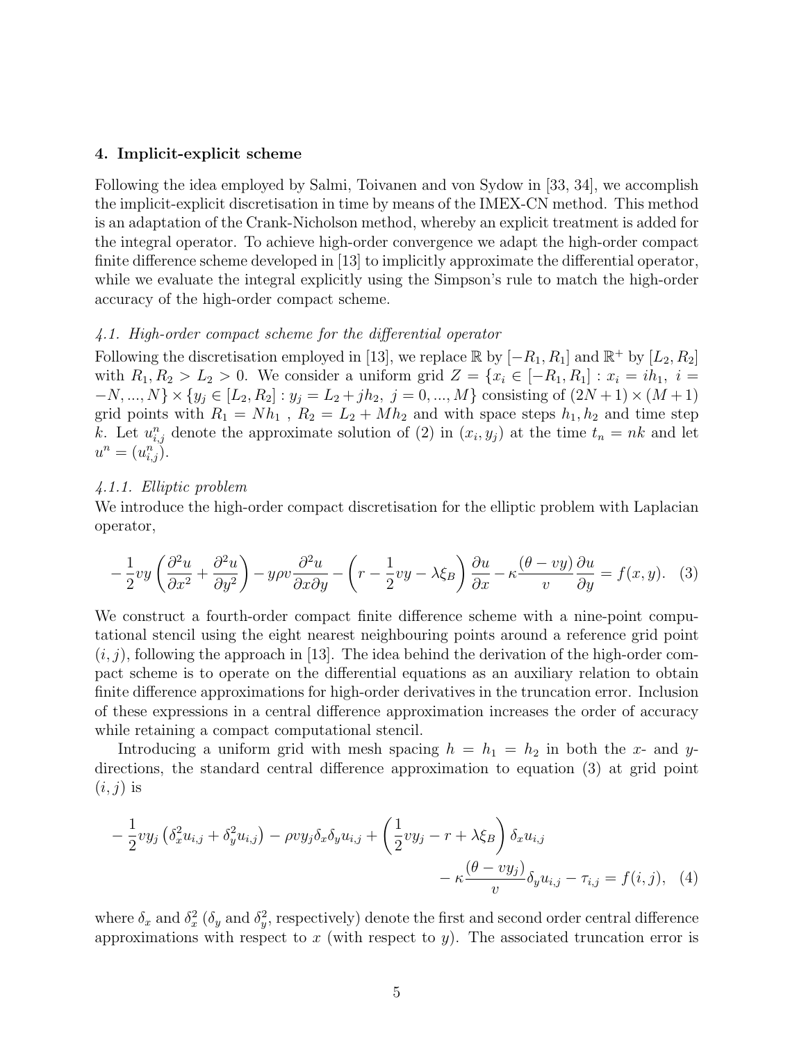## 4. Implicit-explicit scheme

Following the idea employed by Salmi, Toivanen and von Sydow in [33, 34], we accomplish the implicit-explicit discretisation in time by means of the IMEX-CN method. This method is an adaptation of the Crank-Nicholson method, whereby an explicit treatment is added for the integral operator. To achieve high-order convergence we adapt the high-order compact finite difference scheme developed in [13] to implicitly approximate the differential operator, while we evaluate the integral explicitly using the Simpson's rule to match the high-order accuracy of the high-order compact scheme.

### *4.1. High-order compact scheme for the differential operator*

Following the discretisation employed in [13], we replace $\mathbb{R}$ by $[-R_1, R_1]$ and $\mathbb{R}^+$ by $[L_2, R_2]$ with $R_1, R_2 > L_2 > 0$. We consider a uniform grid $Z = \{x_i \in [-R_1, R_1] : x_i = ih_1,\ i = -N, ..., N\} \times \{y_j \in [L_2, R_2] : y_j = L_2 + jh_2,\ j = 0, ..., M\}$ consisting of $(2N+1) \times (M+1)$ grid points with $R_1 = Nh_1$ , $R_2 = L_2 + Mh_2$ and with space steps $h_1, h_2$ and time step $k$. Let $u_{i,j}^n$ denote the approximate solution of (2) in $(x_i, y_j)$ at the time $t_n = nk$ and let $u^n = (u_{i,j}^n)$.

#### *4.1.1. Elliptic problem*

We introduce the high-order compact discretisation for the elliptic problem with Laplacian operator,

$$-\frac{1}{2}vy\left(\frac{\partial^2 u}{\partial x^2} + \frac{\partial^2 u}{\partial y^2}\right) - y\rho v\frac{\partial^2 u}{\partial x \partial y} - \left(r - \frac{1}{2}vy - \lambda\xi_B\right)\frac{\partial u}{\partial x} - \kappa\frac{(\theta - vy)}{v}\frac{\partial u}{\partial y} = f(x, y). \quad (3)$$

We construct a fourth-order compact finite difference scheme with a nine-point computational stencil using the eight nearest neighbouring points around a reference grid point $(i, j)$, following the approach in [13]. The idea behind the derivation of the high-order compact scheme is to operate on the differential equations as an auxiliary relation to obtain finite difference approximations for high-order derivatives in the truncation error. Inclusion of these expressions in a central difference approximation increases the order of accuracy while retaining a compact computational stencil.

Introducing a uniform grid with mesh spacing $h = h_1 = h_2$ in both the $x$- and $y$-directions, the standard central difference approximation to equation (3) at grid point $(i, j)$ is

$$-\frac{1}{2}vy_j\left(\delta_x^2 u_{i,j} + \delta_y^2 u_{i,j}\right) - \rho v y_j \delta_x \delta_y u_{i,j} + \left(\frac{1}{2}vy_j - r + \lambda\xi_B\right)\delta_x u_{i,j} - \kappa\frac{(\theta - vy_j)}{v}\delta_y u_{i,j} - \tau_{i,j} = f(i, j), \quad (4)$$

where $\delta_x$ and $\delta_x^2$ ($\delta_y$ and $\delta_y^2$, respectively) denote the first and second order central difference approximations with respect to $x$ (with respect to $y$). The associated truncation error is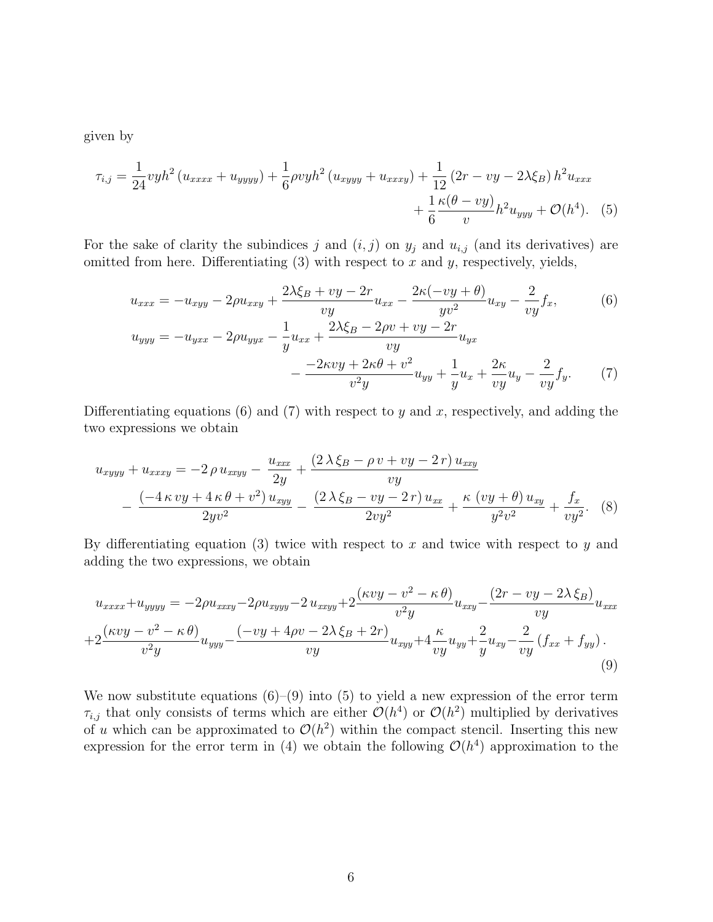given by

$$
\tau_{i,j} = \frac{1}{24} v y h^2 \left(u_{xxxx} + u_{yyyy}\right) + \frac{1}{6} \rho v y h^2 \left(u_{xyyy} + u_{xxxy}\right) + \frac{1}{12} \left(2r - vy - 2\lambda \xi_B\right) h^2 u_{xxx} + \frac{1}{6} \frac{\kappa(\theta - vy)}{v} h^2 u_{yyy} + \mathcal{O}(h^4). \quad (5)
$$

For the sake of clarity the subindices $j$ and $(i,j)$ on $y_j$ and $u_{i,j}$ (and its derivatives) are omitted from here. Differentiating (3) with respect to $x$ and $y$, respectively, yields,

$$
u_{xxx} = -u_{xyy} - 2\rho u_{xxy} + \frac{2\lambda\xi_B + vy - 2r}{vy} u_{xx} - \frac{2\kappa(-vy + \theta)}{yv^2} u_{xy} - \frac{2}{vy} f_x, \quad (6)
$$

$$
u_{yyy} = -u_{yxx} - 2\rho u_{yyx} - \frac{1}{y} u_{xx} + \frac{2\lambda\xi_B - 2\rho v + vy - 2r}{vy} u_{yx} - \frac{-2\kappa vy + 2\kappa\theta + v^2}{v^2 y} u_{yy} + \frac{1}{y} u_x + \frac{2\kappa}{vy} u_y - \frac{2}{vy} f_y. \quad (7)
$$

Differentiating equations (6) and (7) with respect to $y$ and $x$, respectively, and adding the two expressions we obtain

$$
u_{xyyy} + u_{xxxy} = -2\rho\, u_{xxyy} - \frac{u_{xxx}}{2y} + \frac{(2\lambda\xi_B - \rho v + vy - 2r)\, u_{xxy}}{vy} - \frac{(-4\kappa vy + 4\kappa\theta + v^2)\, u_{xyy}}{2yv^2} - \frac{(2\lambda\xi_B - vy - 2r)\, u_{xx}}{2vy^2} + \frac{\kappa\,(vy + \theta)\, u_{xy}}{y^2 v^2} + \frac{f_x}{vy^2}. \quad (8)
$$

By differentiating equation (3) twice with respect to $x$ and twice with respect to $y$ and adding the two expressions, we obtain

$$
u_{xxxx} + u_{yyyy} = -2\rho u_{xxxy} - 2\rho u_{xyyy} - 2\, u_{xxyy} + 2\frac{(\kappa vy - v^2 - \kappa\,\theta)}{v^2 y} u_{xxy} - \frac{(2r - vy - 2\lambda\,\xi_B)}{vy} u_{xxx} + 2\frac{(\kappa vy - v^2 - \kappa\,\theta)}{v^2 y} u_{yyy} - \frac{(-vy + 4\rho v - 2\lambda\,\xi_B + 2r)}{vy} u_{xyy} + 4\frac{\kappa}{vy} u_{yy} + \frac{2}{y} u_{xy} - \frac{2}{vy}\left(f_{xx} + f_{yy}\right). \quad (9)
$$

We now substitute equations (6)–(9) into (5) to yield a new expression of the error term $\tau_{i,j}$ that only consists of terms which are either $\mathcal{O}(h^4)$ or $\mathcal{O}(h^2)$ multiplied by derivatives of $u$ which can be approximated to $\mathcal{O}(h^2)$ within the compact stencil. Inserting this new expression for the error term in (4) we obtain the following $\mathcal{O}(h^4)$ approximation to the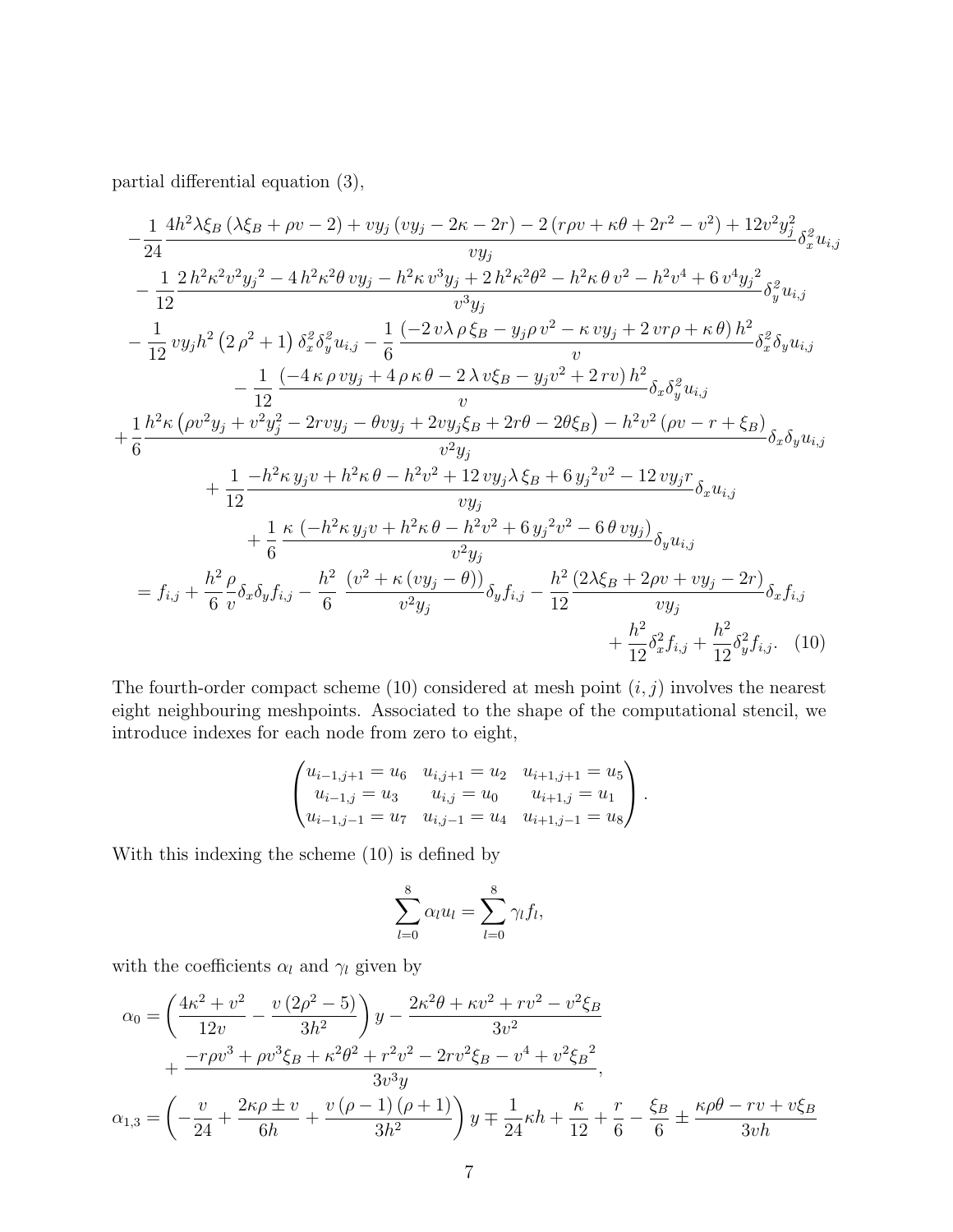partial differential equation (3),

$$
\begin{aligned}
&-\frac{1}{24}\frac{4h^2\lambda\xi_B\left(\lambda\xi_B+\rho v-2\right)+vy_j\left(vy_j-2\kappa-2r\right)-2\left(r\rho v+\kappa\theta+2r^2-v^2\right)+12v^2y_j^2}{vy_j}\delta_x^2u_{i,j}\\
&-\frac{1}{12}\frac{2\,h^2\kappa^2v^2{y_j}^2-4\,h^2\kappa^2\theta\,vy_j-h^2\kappa\,v^3y_j+2\,h^2\kappa^2\theta^2-h^2\kappa\,\theta\,v^2-h^2v^4+6\,v^4{y_j}^2}{v^3y_j}\delta_y^2u_{i,j}\\
&-\frac{1}{12}\,vy_jh^2\left(2\,\rho^2+1\right)\delta_x^2\delta_y^2u_{i,j}-\frac{1}{6}\frac{\left(-2\,v\lambda\,\rho\,\xi_B-y_j\rho\,v^2-\kappa\,vy_j+2\,vr\rho+\kappa\,\theta\right)h^2}{v}\delta_x^2\delta_yu_{i,j}\\
&-\frac{1}{12}\frac{\left(-4\,\kappa\,\rho\,vy_j+4\,\rho\,\kappa\,\theta-2\,\lambda\,v\xi_B-y_jv^2+2\,rv\right)h^2}{v}\delta_x\delta_y^2u_{i,j}\\
&+\frac{1}{6}\frac{h^2\kappa\left(\rho v^2y_j+v^2y_j^2-2rvy_j-\theta vy_j+2vy_j\xi_B+2r\theta-2\theta\xi_B\right)-h^2v^2\left(\rho v-r+\xi_B\right)}{v^2y_j}\delta_x\delta_yu_{i,j}\\
&+\frac{1}{12}\frac{-h^2\kappa\,y_jv+h^2\kappa\,\theta-h^2v^2+12\,vy_j\lambda\,\xi_B+6\,{y_j}^2v^2-12\,vy_jr}{vy_j}\delta_xu_{i,j}\\
&+\frac{1}{6}\frac{\kappa\left(-h^2\kappa\,y_jv+h^2\kappa\,\theta-h^2v^2+6\,{y_j}^2v^2-6\,\theta\,vy_j\right)}{v^2y_j}\delta_yu_{i,j}\\
&=f_{i,j}+\frac{h^2}{6}\frac{\rho}{v}\delta_x\delta_yf_{i,j}-\frac{h^2}{6}\;\frac{\left(v^2+\kappa\left(vy_j-\theta\right)\right)}{v^2y_j}\delta_yf_{i,j}-\frac{h^2}{12}\frac{\left(2\lambda\xi_B+2\rho v+vy_j-2r\right)}{vy_j}\delta_xf_{i,j}\\
&\qquad+\frac{h^2}{12}\delta_x^2f_{i,j}+\frac{h^2}{12}\delta_y^2f_{i,j}. \quad (10)
\end{aligned}
$$

The fourth-order compact scheme (10) considered at mesh point $(i,j)$ involves the nearest eight neighbouring meshpoints. Associated to the shape of the computational stencil, we introduce indexes for each node from zero to eight,

$$
\begin{pmatrix}
u_{i-1,j+1}=u_6 & u_{i,j+1}=u_2 & u_{i+1,j+1}=u_5\\
u_{i-1,j}=u_3 & u_{i,j}=u_0 & u_{i+1,j}=u_1\\
u_{i-1,j-1}=u_7 & u_{i,j-1}=u_4 & u_{i+1,j-1}=u_8
\end{pmatrix}.
$$

With this indexing the scheme (10) is defined by

$$
\sum_{l=0}^{8}\alpha_lu_l=\sum_{l=0}^{8}\gamma_lf_l,
$$

with the coefficients $\alpha_l$ and $\gamma_l$ given by

$$
\begin{aligned}
\alpha_0&=\left(\frac{4\kappa^2+v^2}{12v}-\frac{v\left(2\rho^2-5\right)}{3h^2}\right)y-\frac{2\kappa^2\theta+\kappa v^2+rv^2-v^2\xi_B}{3v^2}\\
&\quad+\frac{-r\rho v^3+\rho v^3\xi_B+\kappa^2\theta^2+r^2v^2-2rv^2\xi_B-v^4+v^2{\xi_B}^2}{3v^3y},\\
\alpha_{1,3}&=\left(-\frac{v}{24}+\frac{2\kappa\rho\pm v}{6h}+\frac{v\left(\rho-1\right)\left(\rho+1\right)}{3h^2}\right)y\mp\frac{1}{24}\kappa h+\frac{\kappa}{12}+\frac{r}{6}-\frac{\xi_B}{6}\pm\frac{\kappa\rho\theta-rv+v\xi_B}{3vh}
\end{aligned}
$$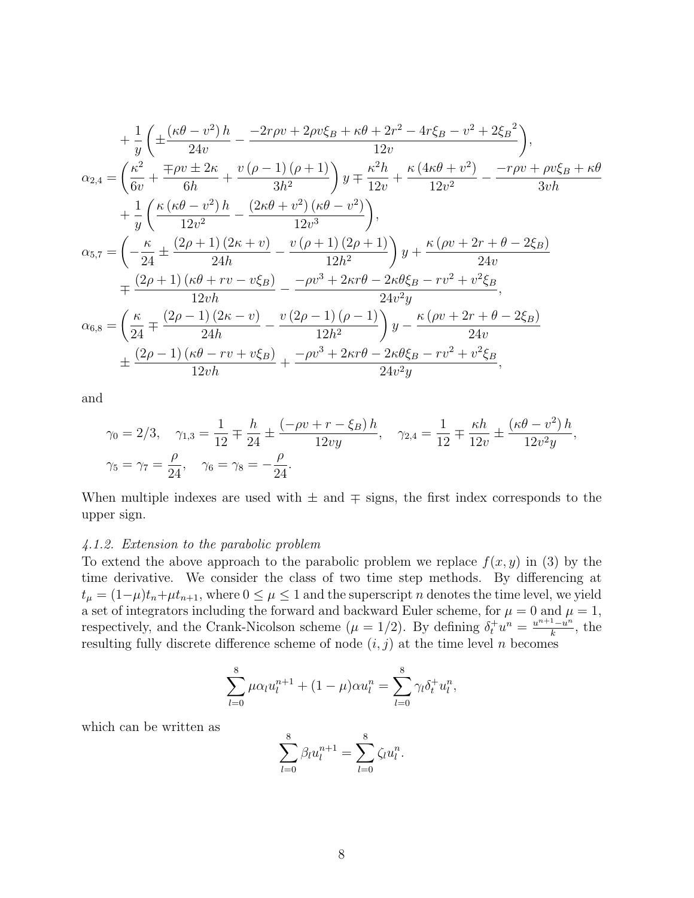$$
+\frac{1}{y}\left(\pm\frac{(\kappa\theta-v^2)\,h}{24v}-\frac{-2r\rho v+2\rho v\xi_B+\kappa\theta+2r^2-4r\xi_B-v^2+2{\xi_B}^2}{12v}\right),
$$

$$
\alpha_{2,4}=\left(\frac{\kappa^2}{6v}+\frac{\mp\rho v\pm 2\kappa}{6h}+\frac{v\,(\rho-1)\,(\rho+1)}{3h^2}\right)y\mp\frac{\kappa^2 h}{12v}+\frac{\kappa\,(4\kappa\theta+v^2)}{12v^2}-\frac{-r\rho v+\rho v\xi_B+\kappa\theta}{3vh}
$$

$$
+\frac{1}{y}\left(\frac{\kappa\,(\kappa\theta-v^2)\,h}{12v^2}-\frac{(2\kappa\theta+v^2)\,(\kappa\theta-v^2)}{12v^3}\right),
$$

$$
\alpha_{5,7}=\left(-\frac{\kappa}{24}\pm\frac{(2\rho+1)\,(2\kappa+v)}{24h}-\frac{v\,(\rho+1)\,(2\rho+1)}{12h^2}\right)y+\frac{\kappa\,(\rho v+2r+\theta-2\xi_B)}{24v}
$$

$$
\mp\frac{(2\rho+1)\,(\kappa\theta+rv-v\xi_B)}{12vh}-\frac{-\rho v^3+2\kappa r\theta-2\kappa\theta\xi_B-rv^2+v^2\xi_B}{24v^2 y},
$$

$$
\alpha_{6,8}=\left(\frac{\kappa}{24}\mp\frac{(2\rho-1)\,(2\kappa-v)}{24h}-\frac{v\,(2\rho-1)\,(\rho-1)}{12h^2}\right)y-\frac{\kappa\,(\rho v+2r+\theta-2\xi_B)}{24v}
$$

$$
\pm\frac{(2\rho-1)\,(\kappa\theta-rv+v\xi_B)}{12vh}+\frac{-\rho v^3+2\kappa r\theta-2\kappa\theta\xi_B-rv^2+v^2\xi_B}{24v^2 y},
$$

and

$$
\gamma_0=2/3,\quad \gamma_{1,3}=\frac{1}{12}\mp\frac{h}{24}\pm\frac{(-\rho v+r-\xi_B)\,h}{12vy},\quad \gamma_{2,4}=\frac{1}{12}\mp\frac{\kappa h}{12v}\pm\frac{(\kappa\theta-v^2)\,h}{12v^2 y},
$$

$$
\gamma_5=\gamma_7=\frac{\rho}{24},\quad \gamma_6=\gamma_8=-\frac{\rho}{24}.
$$

When multiple indexes are used with $\pm$ and $\mp$ signs, the first index corresponds to the upper sign.

#### *4.1.2. Extension to the parabolic problem*

To extend the above approach to the parabolic problem we replace $f(x,y)$ in (3) by the time derivative. We consider the class of two time step methods. By differencing at $t_\mu=(1-\mu)t_n+\mu t_{n+1}$, where $0\le\mu\le 1$ and the superscript $n$ denotes the time level, we yield a set of integrators including the forward and backward Euler scheme, for $\mu=0$ and $\mu=1$, respectively, and the Crank-Nicolson scheme ($\mu=1/2$). By defining $\delta_t^+ u^n=\frac{u^{n+1}-u^n}{k}$, the resulting fully discrete difference scheme of node $(i,j)$ at the time level $n$ becomes

$$
\sum_{l=0}^{8}\mu\alpha_l u_l^{n+1}+(1-\mu)\alpha u_l^n=\sum_{l=0}^{8}\gamma_l\delta_t^+ u_l^n,
$$

which can be written as

$$
\sum_{l=0}^{8}\beta_l u_l^{n+1}=\sum_{l=0}^{8}\zeta_l u_l^n.
$$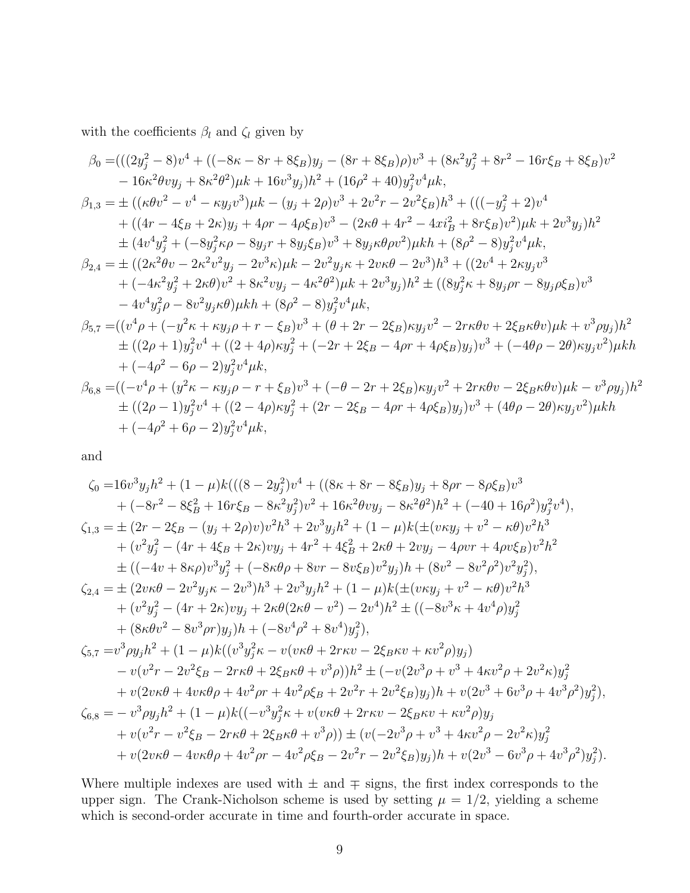with the coefficients $\beta_l$ and $\zeta_l$ given by

$$
\begin{aligned}
\beta_0 =& (((2y_j^2 - 8)v^4 + ((-8\kappa - 8r + 8\xi_B)y_j - (8r + 8\xi_B)\rho)v^3 + (8\kappa^2 y_j^2 + 8r^2 - 16r\xi_B + 8\xi_B)v^2 \\
& - 16\kappa^2\theta v y_j + 8\kappa^2\theta^2)\mu k + 16v^3 y_j)h^2 + (16\rho^2 + 40)y_j^2 v^4 \mu k, \\
\beta_{1,3} =& \pm((\kappa\theta v^2 - v^4 - \kappa y_j v^3)\mu k - (y_j + 2\rho)v^3 + 2v^2 r - 2v^2\xi_B)h^3 + (((-y_j^2 + 2)v^4 \\
& + ((4r - 4\xi_B + 2\kappa)y_j + 4\rho r - 4\rho\xi_B)v^3 - (2\kappa\theta + 4r^2 - 4xi_B^2 + 8r\xi_B)v^2)\mu k + 2v^3 y_j)h^2 \\
& \pm(4v^4 y_j^2 + (-8y_j^2\kappa\rho - 8y_j r + 8y_j\xi_B)v^3 + 8y_j\kappa\theta\rho v^2)\mu k h + (8\rho^2 - 8)y_j^2 v^4 \mu k, \\
\beta_{2,4} =& \pm((2\kappa^2\theta v - 2\kappa^2 v^2 y_j - 2v^3\kappa)\mu k - 2v^2 y_j\kappa + 2v\kappa\theta - 2v^3)h^3 + ((2v^4 + 2\kappa y_j v^3 \\
& + (-4\kappa^2 y_j^2 + 2\kappa\theta)v^2 + 8\kappa^2 v y_j - 4\kappa^2\theta^2)\mu k + 2v^3 y_j)h^2 \pm((8y_j^2\kappa + 8y_j\rho r - 8y_j\rho\xi_B)v^3 \\
& - 4v^4 y_j^2\rho - 8v^2 y_j\kappa\theta)\mu k h + (8\rho^2 - 8)y_j^2 v^4 \mu k, \\
\beta_{5,7} =& ((v^4\rho + (-y^2\kappa + \kappa y_j\rho + r - \xi_B)v^3 + (\theta + 2r - 2\xi_B)\kappa y_j v^2 - 2r\kappa\theta v + 2\xi_B\kappa\theta v)\mu k + v^3\rho y_j)h^2 \\
& \pm((2\rho + 1)y_j^2 v^4 + ((2 + 4\rho)\kappa y_j^2 + (-2r + 2\xi_B - 4\rho r + 4\rho\xi_B)y_j)v^3 + (-4\theta\rho - 2\theta)\kappa y_j v^2)\mu k h \\
& + (-4\rho^2 - 6\rho - 2)y_j^2 v^4 \mu k, \\
\beta_{6,8} =& ((-v^4\rho + (y^2\kappa - \kappa y_j\rho - r + \xi_B)v^3 + (-\theta - 2r + 2\xi_B)\kappa y_j v^2 + 2r\kappa\theta v - 2\xi_B\kappa\theta v)\mu k - v^3\rho y_j)h^2 \\
& \pm((2\rho - 1)y_j^2 v^4 + ((2 - 4\rho)\kappa y_j^2 + (2r - 2\xi_B - 4\rho r + 4\rho\xi_B)y_j)v^3 + (4\theta\rho - 2\theta)\kappa y_j v^2)\mu k h \\
& + (-4\rho^2 + 6\rho - 2)y_j^2 v^4 \mu k,
\end{aligned}
$$

and

$$
\begin{aligned}
\zeta_0 =& 16v^3 y_j h^2 + (1 - \mu)k(((8 - 2y_j^2)v^4 + ((8\kappa + 8r - 8\xi_B)y_j + 8\rho r - 8\rho\xi_B)v^3 \\
& + (-8r^2 - 8\xi_B^2 + 16r\xi_B - 8\kappa^2 y_j^2)v^2 + 16\kappa^2\theta v y_j - 8\kappa^2\theta^2)h^2 + (-40 + 16\rho^2)y_j^2 v^4), \\
\zeta_{1,3} =& \pm(2r - 2\xi_B - (y_j + 2\rho)v)v^2 h^3 + 2v^3 y_j h^2 + (1 - \mu)k(\pm(v\kappa y_j + v^2 - \kappa\theta)v^2 h^3 \\
& + (v^2 y_j^2 - (4r + 4\xi_B + 2\kappa)v y_j + 4r^2 + 4\xi_B^2 + 2\kappa\theta + 2v y_j - 4\rho v r + 4\rho v\xi_B)v^2 h^2 \\
& \pm((-4v + 8\kappa\rho)v^3 y_j^2 + (-8\kappa\theta\rho + 8vr - 8v\xi_B)v^2 y_j)h + (8v^2 - 8v^2\rho^2)v^2 y_j^2), \\
\zeta_{2,4} =& \pm(2v\kappa\theta - 2v^2 y_j\kappa - 2v^3)h^3 + 2v^3 y_j h^2 + (1 - \mu)k(\pm(v\kappa y_j + v^2 - \kappa\theta)v^2 h^3 \\
& + (v^2 y_j^2 - (4r + 2\kappa)v y_j + 2\kappa\theta(2\kappa\theta - v^2) - 2v^4)h^2 \pm((-8v^3\kappa + 4v^4\rho)y_j^2 \\
& + (8\kappa\theta v^2 - 8v^3\rho r)y_j)h + (-8v^4\rho^2 + 8v^4)y_j^2), \\
\zeta_{5,7} =& v^3\rho y_j h^2 + (1 - \mu)k((v^3 y_j^2\kappa - v(v\kappa\theta + 2r\kappa v - 2\xi_B\kappa v + \kappa v^2\rho)y_j) \\
& - v(v^2 r - 2v^2\xi_B - 2r\kappa\theta + 2\xi_B\kappa\theta + v^3\rho))h^2 \pm(-v(2v^3\rho + v^3 + 4\kappa v^2\rho + 2v^2\kappa)y_j^2 \\
& + v(2v\kappa\theta + 4v\kappa\theta\rho + 4v^2\rho r + 4v^2\rho\xi_B + 2v^2 r + 2v^2\xi_B)y_j)h + v(2v^3 + 6v^3\rho + 4v^3\rho^2)y_j^2), \\
\zeta_{6,8} =& -v^3\rho y_j h^2 + (1 - \mu)k((-v^3 y_j^2\kappa + v(v\kappa\theta + 2r\kappa v - 2\xi_B\kappa v + \kappa v^2\rho)y_j \\
& + v(v^2 r - v^2\xi_B - 2r\kappa\theta + 2\xi_B\kappa\theta + v^3\rho)) \pm(v(-2v^3\rho + v^3 + 4\kappa v^2\rho - 2v^2\kappa)y_j^2 \\
& + v(2v\kappa\theta - 4v\kappa\theta\rho + 4v^2\rho r - 4v^2\rho\xi_B - 2v^2 r - 2v^2\xi_B)y_j)h + v(2v^3 - 6v^3\rho + 4v^3\rho^2)y_j^2).
\end{aligned}
$$

Where multiple indexes are used with $\pm$ and $\mp$ signs, the first index corresponds to the upper sign. The Crank-Nicholson scheme is used by setting $\mu = 1/2$, yielding a scheme which is second-order accurate in time and fourth-order accurate in space.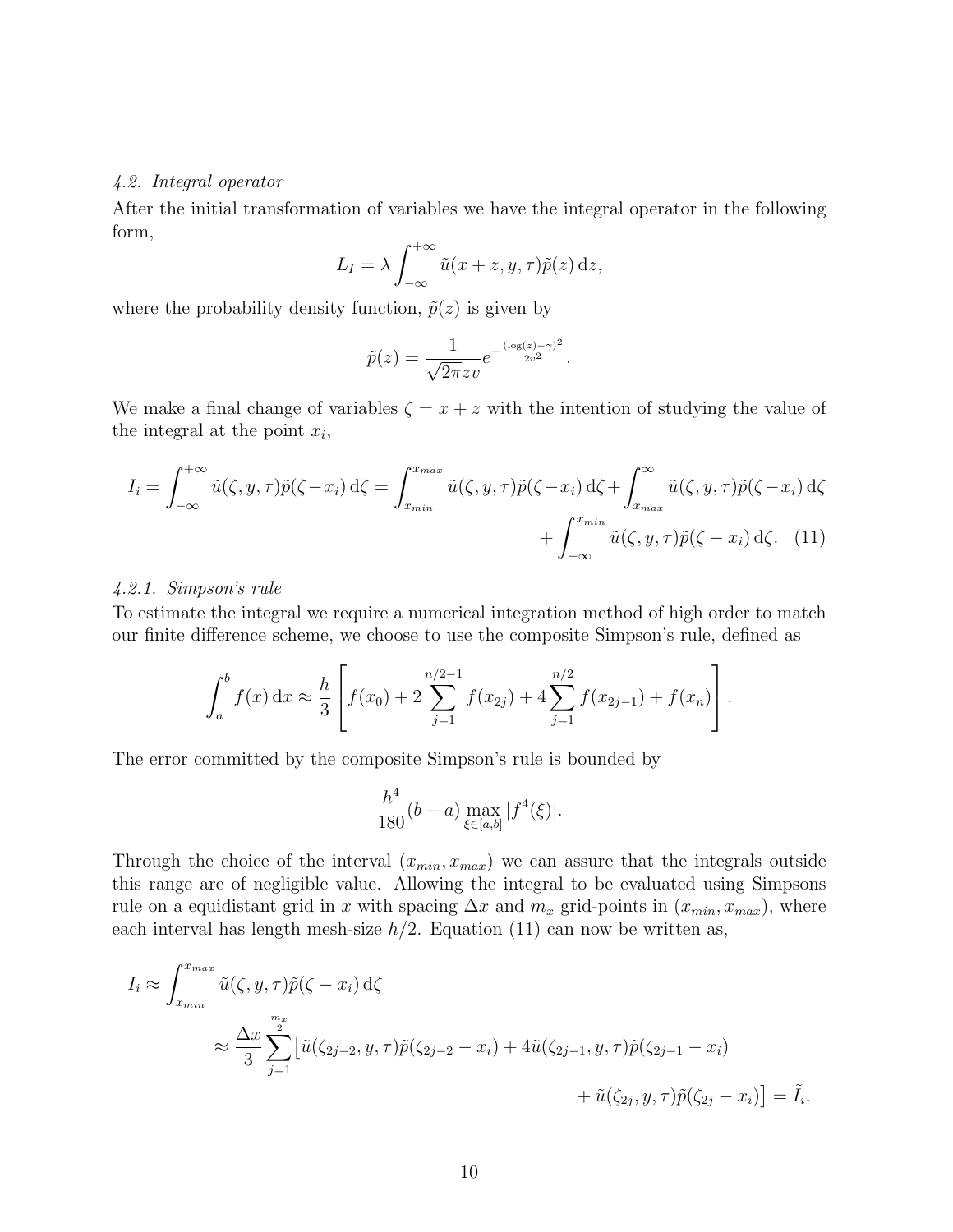#### 4.2. Integral operator

After the initial transformation of variables we have the integral operator in the following form,

$$L_I = \lambda \int_{-\infty}^{+\infty} \tilde{u}(x+z, y, \tau)\tilde{p}(z)\,\mathrm{d}z,$$

where the probability density function, $\tilde{p}(z)$ is given by

$$\tilde{p}(z) = \frac{1}{\sqrt{2\pi}zv} e^{-\frac{(\log(z)-\gamma)^2}{2v^2}}.$$

We make a final change of variables $\zeta = x + z$ with the intention of studying the value of the integral at the point $x_i$,

$$I_i = \int_{-\infty}^{+\infty} \tilde{u}(\zeta, y, \tau)\tilde{p}(\zeta - x_i)\,\mathrm{d}\zeta = \int_{x_{min}}^{x_{max}} \tilde{u}(\zeta, y, \tau)\tilde{p}(\zeta - x_i)\,\mathrm{d}\zeta + \int_{x_{max}}^{\infty} \tilde{u}(\zeta, y, \tau)\tilde{p}(\zeta - x_i)\,\mathrm{d}\zeta + \int_{-\infty}^{x_{min}} \tilde{u}(\zeta, y, \tau)\tilde{p}(\zeta - x_i)\,\mathrm{d}\zeta. \quad (11)$$

#### 4.2.1. Simpson's rule

To estimate the integral we require a numerical integration method of high order to match our finite difference scheme, we choose to use the composite Simpson's rule, defined as

$$\int_a^b f(x)\,\mathrm{d}x \approx \frac{h}{3}\left[ f(x_0) + 2\sum_{j=1}^{n/2-1} f(x_{2j}) + 4\sum_{j=1}^{n/2} f(x_{2j-1}) + f(x_n) \right].$$

The error committed by the composite Simpson's rule is bounded by

$$\frac{h^4}{180}(b-a) \max_{\xi \in [a,b]} |f^4(\xi)|.$$

Through the choice of the interval $(x_{min}, x_{max})$ we can assure that the integrals outside this range are of negligible value. Allowing the integral to be evaluated using Simpsons rule on a equidistant grid in $x$ with spacing $\Delta x$ and $m_x$ grid-points in $(x_{min}, x_{max})$, where each interval has length mesh-size $h/2$. Equation (11) can now be written as,

$$\begin{aligned}
I_i &\approx \int_{x_{min}}^{x_{max}} \tilde{u}(\zeta, y, \tau)\tilde{p}(\zeta - x_i)\,\mathrm{d}\zeta \\
&\approx \frac{\Delta x}{3} \sum_{j=1}^{\frac{m_x}{2}} \big[ \tilde{u}(\zeta_{2j-2}, y, \tau)\tilde{p}(\zeta_{2j-2} - x_i) + 4\tilde{u}(\zeta_{2j-1}, y, \tau)\tilde{p}(\zeta_{2j-1} - x_i) \\
&\qquad\qquad + \tilde{u}(\zeta_{2j}, y, \tau)\tilde{p}(\zeta_{2j} - x_i) \big] = \tilde{I}_i.
\end{aligned}$$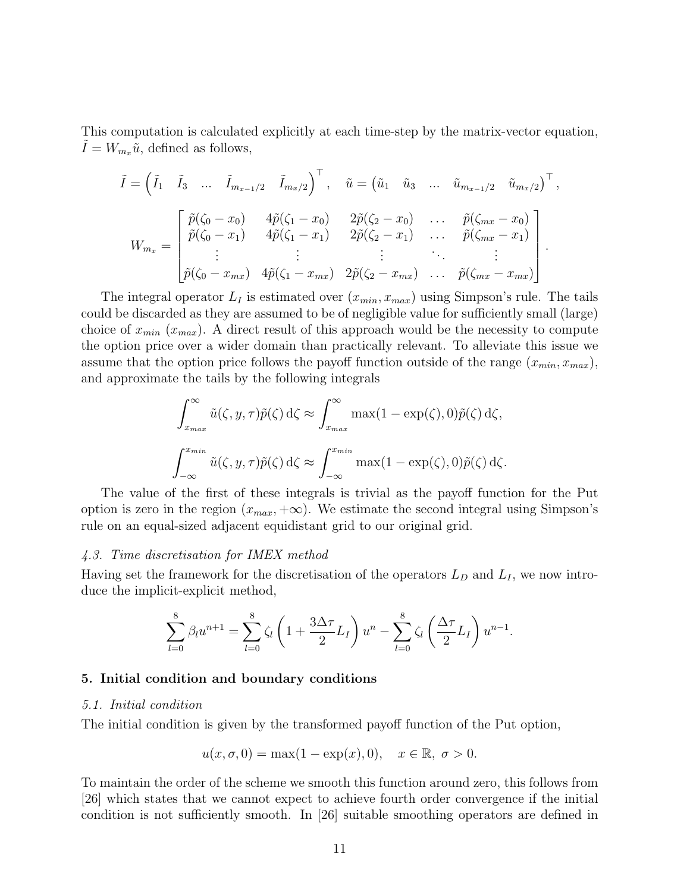This computation is calculated explicitly at each time-step by the matrix-vector equation, $\tilde{I} = W_{m_x}\tilde{u}$, defined as follows,

$$
\tilde{I} = \begin{pmatrix} \tilde{I}_1 & \tilde{I}_3 & ... & \tilde{I}_{m_x - 1/2} & \tilde{I}_{m_x/2} \end{pmatrix}^\top, \quad \tilde{u} = \begin{pmatrix} \tilde{u}_1 & \tilde{u}_3 & ... & \tilde{u}_{m_x - 1/2} & \tilde{u}_{m_x/2} \end{pmatrix}^\top,
$$

$$
W_{m_x} = \begin{bmatrix} \tilde{p}(\zeta_0 - x_0) & 4\tilde{p}(\zeta_1 - x_0) & 2\tilde{p}(\zeta_2 - x_0) & \dots & \tilde{p}(\zeta_{mx} - x_0) \\ \tilde{p}(\zeta_0 - x_1) & 4\tilde{p}(\zeta_1 - x_1) & 2\tilde{p}(\zeta_2 - x_1) & \dots & \tilde{p}(\zeta_{mx} - x_1) \\ \vdots & \vdots & \vdots & \ddots & \vdots \\ \tilde{p}(\zeta_0 - x_{mx}) & 4\tilde{p}(\zeta_1 - x_{mx}) & 2\tilde{p}(\zeta_2 - x_{mx}) & \dots & \tilde{p}(\zeta_{mx} - x_{mx}) \end{bmatrix}.
$$

The integral operator $L_I$ is estimated over $(x_{min}, x_{max})$ using Simpson's rule. The tails could be discarded as they are assumed to be of negligible value for sufficiently small (large) choice of $x_{min}$ ($x_{max}$). A direct result of this approach would be the necessity to compute the option price over a wider domain than practically relevant. To alleviate this issue we assume that the option price follows the payoff function outside of the range $(x_{min}, x_{max})$, and approximate the tails by the following integrals

$$
\int_{x_{max}}^{\infty} \tilde{u}(\zeta, y, \tau)\tilde{p}(\zeta)\,\mathrm{d}\zeta \approx \int_{x_{max}}^{\infty} \max(1 - \exp(\zeta), 0)\tilde{p}(\zeta)\,\mathrm{d}\zeta,
$$

$$
\int_{-\infty}^{x_{min}} \tilde{u}(\zeta, y, \tau)\tilde{p}(\zeta)\,\mathrm{d}\zeta \approx \int_{-\infty}^{x_{min}} \max(1 - \exp(\zeta), 0)\tilde{p}(\zeta)\,\mathrm{d}\zeta.
$$

The value of the first of these integrals is trivial as the payoff function for the Put option is zero in the region $(x_{max}, +\infty)$. We estimate the second integral using Simpson's rule on an equal-sized adjacent equidistant grid to our original grid.

### *4.3. Time discretisation for IMEX method*

Having set the framework for the discretisation of the operators $L_D$ and $L_I$, we now introduce the implicit-explicit method,

$$
\sum_{l=0}^{8} \beta_l u^{n+1} = \sum_{l=0}^{8} \zeta_l \left(1 + \frac{3\Delta\tau}{2} L_I\right) u^n - \sum_{l=0}^{8} \zeta_l \left(\frac{\Delta\tau}{2} L_I\right) u^{n-1}.
$$

## 5. Initial condition and boundary conditions

### *5.1. Initial condition*

The initial condition is given by the transformed payoff function of the Put option,

$$
u(x, \sigma, 0) = \max(1 - \exp(x), 0), \quad x \in \mathbb{R},\ \sigma > 0.
$$

To maintain the order of the scheme we smooth this function around zero, this follows from [26] which states that we cannot expect to achieve fourth order convergence if the initial condition is not sufficiently smooth. In [26] suitable smoothing operators are defined in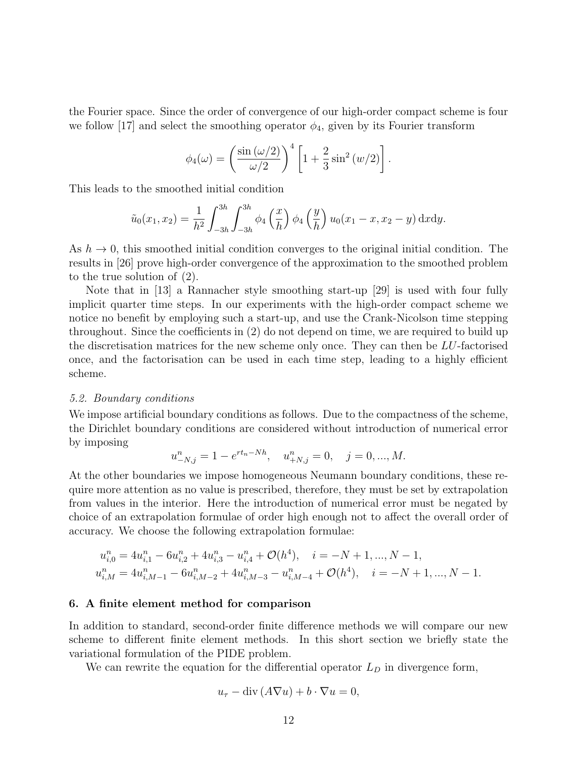the Fourier space. Since the order of convergence of our high-order compact scheme is four we follow [17] and select the smoothing operator $\phi_4$, given by its Fourier transform

$$\phi_4(\omega) = \left(\frac{\sin(\omega/2)}{\omega/2}\right)^4 \left[1 + \frac{2}{3}\sin^2(w/2)\right].$$

This leads to the smoothed initial condition

$$\tilde{u}_0(x_1, x_2) = \frac{1}{h^2}\int_{-3h}^{3h}\int_{-3h}^{3h} \phi_4\left(\frac{x}{h}\right)\phi_4\left(\frac{y}{h}\right) u_0(x_1 - x, x_2 - y)\,\mathrm{d}x\mathrm{d}y.$$

As $h \to 0$, this smoothed initial condition converges to the original initial condition. The results in [26] prove high-order convergence of the approximation to the smoothed problem to the true solution of (2).

Note that in [13] a Rannacher style smoothing start-up [29] is used with four fully implicit quarter time steps. In our experiments with the high-order compact scheme we notice no benefit by employing such a start-up, and use the Crank-Nicolson time stepping throughout. Since the coefficients in (2) do not depend on time, we are required to build up the discretisation matrices for the new scheme only once. They can then be $LU$-factorised once, and the factorisation can be used in each time step, leading to a highly efficient scheme.

### *5.2. Boundary conditions*

We impose artificial boundary conditions as follows. Due to the compactness of the scheme, the Dirichlet boundary conditions are considered without introduction of numerical error by imposing

$$u^n_{-N,j} = 1 - e^{rt_n - Nh}, \quad u^n_{+N,j} = 0, \quad j = 0, ..., M.$$

At the other boundaries we impose homogeneous Neumann boundary conditions, these require more attention as no value is prescribed, therefore, they must be set by extrapolation from values in the interior. Here the introduction of numerical error must be negated by choice of an extrapolation formulae of order high enough not to affect the overall order of accuracy. We choose the following extrapolation formulae:

$$\begin{aligned}
u^n_{i,0} &= 4u^n_{i,1} - 6u^n_{i,2} + 4u^n_{i,3} - u^n_{i,4} + \mathcal{O}(h^4), \quad i = -N+1, ..., N-1, \\
u^n_{i,M} &= 4u^n_{i,M-1} - 6u^n_{i,M-2} + 4u^n_{i,M-3} - u^n_{i,M-4} + \mathcal{O}(h^4), \quad i = -N+1, ..., N-1.
\end{aligned}$$

## 6. A finite element method for comparison

In addition to standard, second-order finite difference methods we will compare our new scheme to different finite element methods. In this short section we briefly state the variational formulation of the PIDE problem.

We can rewrite the equation for the differential operator $L_D$ in divergence form,

$$u_\tau - \operatorname{div}(A\nabla u) + b \cdot \nabla u = 0,$$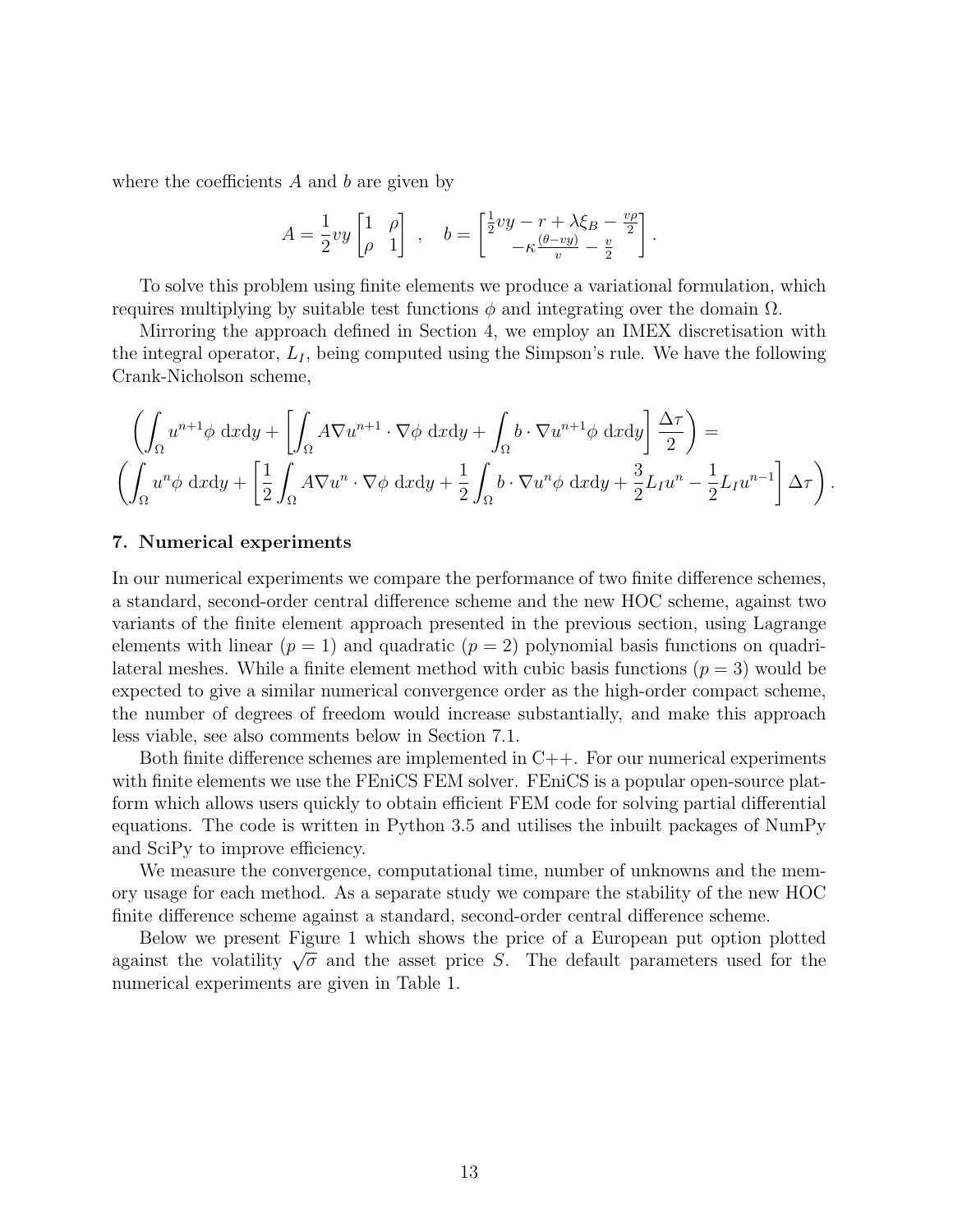where the coefficients $A$ and $b$ are given by

$$A = \frac{1}{2}vy \begin{bmatrix} 1 & \rho \\ \rho & 1 \end{bmatrix} \quad , \quad b = \begin{bmatrix} \frac{1}{2}vy - r + \lambda\xi_B - \frac{v\rho}{2} \\ -\kappa\frac{(\theta - vy)}{v} - \frac{v}{2} \end{bmatrix}.$$

To solve this problem using finite elements we produce a variational formulation, which requires multiplying by suitable test functions $\phi$ and integrating over the domain $\Omega$.

Mirroring the approach defined in Section 4, we employ an IMEX discretisation with the integral operator, $L_I$, being computed using the Simpson's rule. We have the following Crank-Nicholson scheme,

$$\left( \int_\Omega u^{n+1}\phi \, \mathrm{d}x\mathrm{d}y + \left[ \int_\Omega A\nabla u^{n+1} \cdot \nabla\phi \, \mathrm{d}x\mathrm{d}y + \int_\Omega b \cdot \nabla u^{n+1}\phi \, \mathrm{d}x\mathrm{d}y \right] \frac{\Delta\tau}{2} \right) =$$
$$\left( \int_\Omega u^n\phi \, \mathrm{d}x\mathrm{d}y + \left[ \frac{1}{2}\int_\Omega A\nabla u^n \cdot \nabla\phi \, \mathrm{d}x\mathrm{d}y + \frac{1}{2}\int_\Omega b \cdot \nabla u^n\phi \, \mathrm{d}x\mathrm{d}y + \frac{3}{2}L_I u^n - \frac{1}{2}L_I u^{n-1} \right] \Delta\tau \right).$$

## 7. Numerical experiments

In our numerical experiments we compare the performance of two finite difference schemes, a standard, second-order central difference scheme and the new HOC scheme, against two variants of the finite element approach presented in the previous section, using Lagrange elements with linear ($p = 1$) and quadratic ($p = 2$) polynomial basis functions on quadrilateral meshes. While a finite element method with cubic basis functions ($p = 3$) would be expected to give a similar numerical convergence order as the high-order compact scheme, the number of degrees of freedom would increase substantially, and make this approach less viable, see also comments below in Section 7.1.

Both finite difference schemes are implemented in C++. For our numerical experiments with finite elements we use the FEniCS FEM solver. FEniCS is a popular open-source platform which allows users quickly to obtain efficient FEM code for solving partial differential equations. The code is written in Python 3.5 and utilises the inbuilt packages of NumPy and SciPy to improve efficiency.

We measure the convergence, computational time, number of unknowns and the memory usage for each method. As a separate study we compare the stability of the new HOC finite difference scheme against a standard, second-order central difference scheme.

Below we present Figure 1 which shows the price of a European put option plotted against the volatility $\sqrt{\sigma}$ and the asset price $S$. The default parameters used for the numerical experiments are given in Table 1.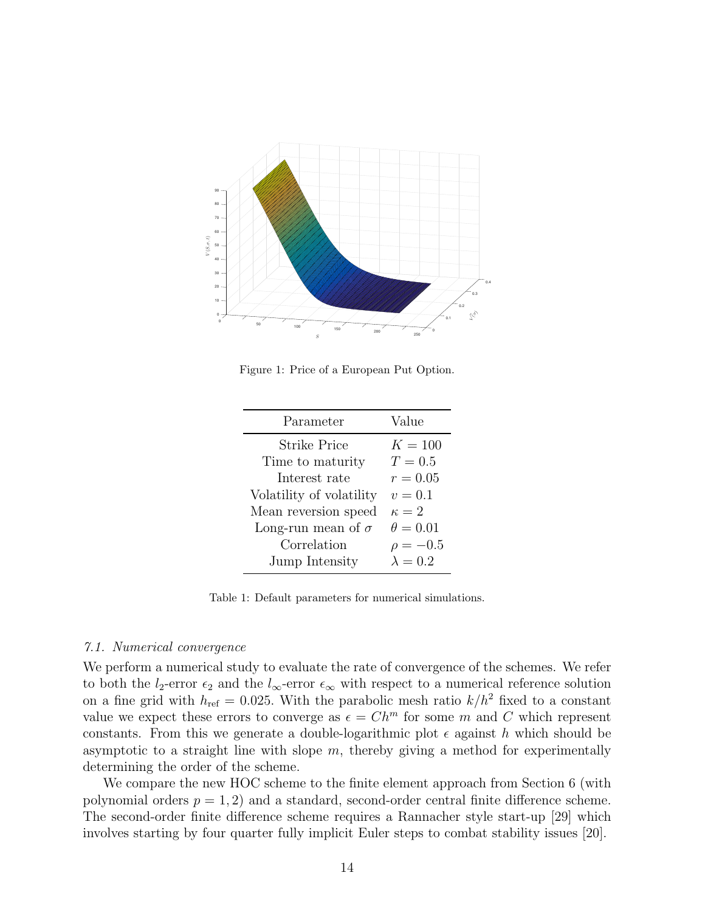Figure 1: Price of a European Put Option.

| Parameter | Value |
|---|---|
| Strike Price | $K = 100$ |
| Time to maturity | $T = 0.5$ |
| Interest rate | $r = 0.05$ |
| Volatility of volatility | $v = 0.1$ |
| Mean reversion speed | $\kappa = 2$ |
| Long-run mean of $\sigma$ | $\theta = 0.01$ |
| Correlation | $\rho = -0.5$ |
| Jump Intensity | $\lambda = 0.2$ |

Table 1: Default parameters for numerical simulations.

### *7.1. Numerical convergence*

We perform a numerical study to evaluate the rate of convergence of the schemes. We refer to both the $l_2$-error $\epsilon_2$ and the $l_\infty$-error $\epsilon_\infty$ with respect to a numerical reference solution on a fine grid with $h_{\text{ref}} = 0.025$. With the parabolic mesh ratio $k/h^2$ fixed to a constant value we expect these errors to converge as $\epsilon = Ch^m$ for some $m$ and $C$ which represent constants. From this we generate a double-logarithmic plot $\epsilon$ against $h$ which should be asymptotic to a straight line with slope $m$, thereby giving a method for experimentally determining the order of the scheme.

We compare the new HOC scheme to the finite element approach from Section 6 (with polynomial orders $p = 1, 2$) and a standard, second-order central finite difference scheme. The second-order finite difference scheme requires a Rannacher style start-up [29] which involves starting by four quarter fully implicit Euler steps to combat stability issues [20].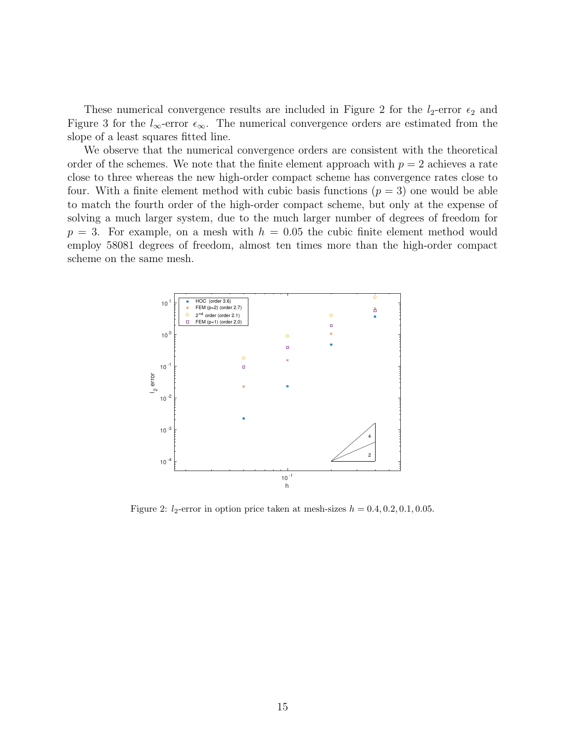These numerical convergence results are included in Figure 2 for the $l_2$-error $\epsilon_2$ and Figure 3 for the $l_\infty$-error $\epsilon_\infty$. The numerical convergence orders are estimated from the slope of a least squares fitted line.

We observe that the numerical convergence orders are consistent with the theoretical order of the schemes. We note that the finite element approach with $p = 2$ achieves a rate close to three whereas the new high-order compact scheme has convergence rates close to four. With a finite element method with cubic basis functions ($p = 3$) one would be able to match the fourth order of the high-order compact scheme, but only at the expense of solving a much larger system, due to the much larger number of degrees of freedom for $p = 3$. For example, on a mesh with $h = 0.05$ the cubic finite element method would employ 58081 degrees of freedom, almost ten times more than the high-order compact scheme on the same mesh.

Figure 2: $l_2$-error in option price taken at mesh-sizes $h = 0.4, 0.2, 0.1, 0.05$.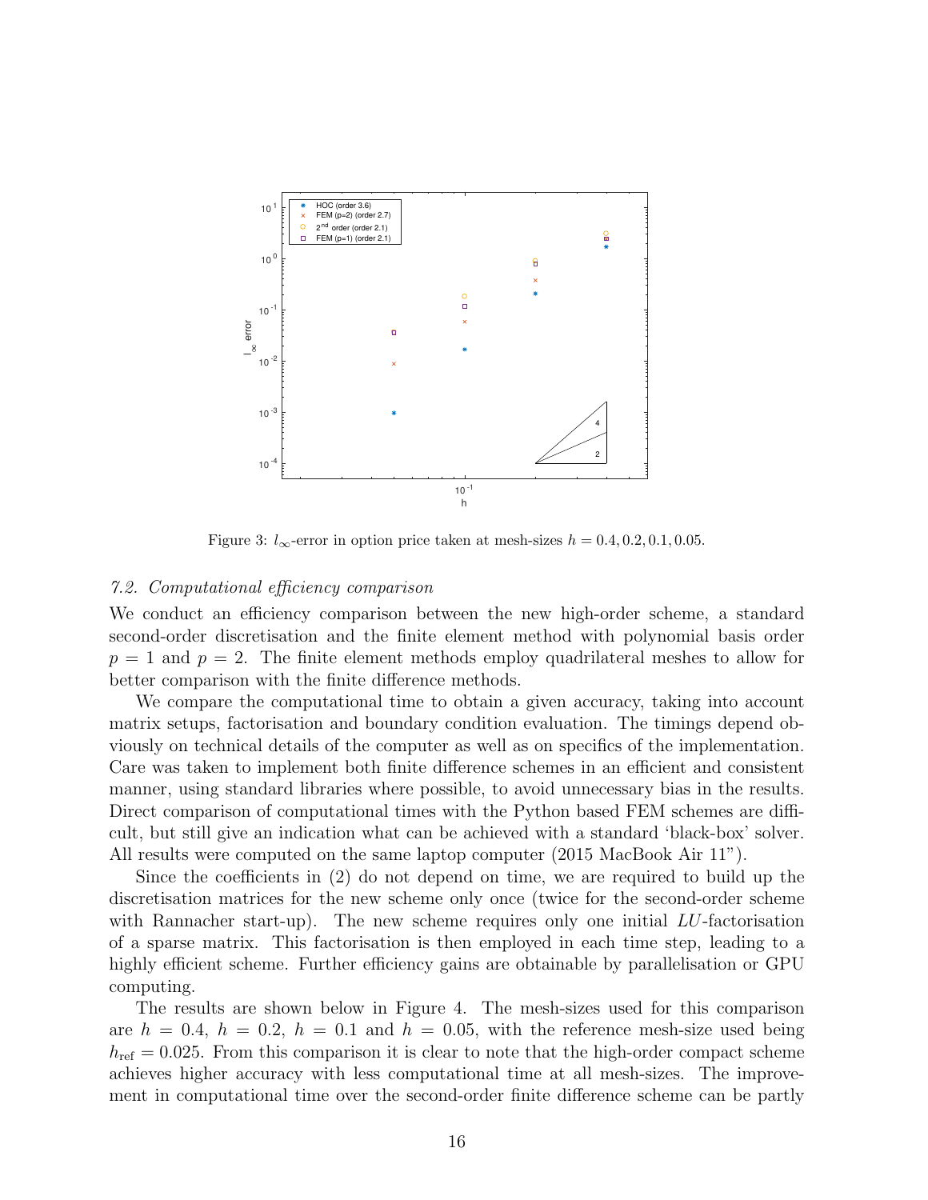Figure 3: $l_\infty$-error in option price taken at mesh-sizes $h = 0.4, 0.2, 0.1, 0.05$.

### 7.2. Computational efficiency comparison

We conduct an efficiency comparison between the new high-order scheme, a standard second-order discretisation and the finite element method with polynomial basis order $p = 1$ and $p = 2$. The finite element methods employ quadrilateral meshes to allow for better comparison with the finite difference methods.

We compare the computational time to obtain a given accuracy, taking into account matrix setups, factorisation and boundary condition evaluation. The timings depend obviously on technical details of the computer as well as on specifics of the implementation. Care was taken to implement both finite difference schemes in an efficient and consistent manner, using standard libraries where possible, to avoid unnecessary bias in the results. Direct comparison of computational times with the Python based FEM schemes are difficult, but still give an indication what can be achieved with a standard 'black-box' solver. All results were computed on the same laptop computer (2015 MacBook Air 11").

Since the coefficients in (2) do not depend on time, we are required to build up the discretisation matrices for the new scheme only once (twice for the second-order scheme with Rannacher start-up). The new scheme requires only one initial $LU$-factorisation of a sparse matrix. This factorisation is then employed in each time step, leading to a highly efficient scheme. Further efficiency gains are obtainable by parallelisation or GPU computing.

The results are shown below in Figure 4. The mesh-sizes used for this comparison are $h = 0.4$, $h = 0.2$, $h = 0.1$ and $h = 0.05$, with the reference mesh-size used being $h_{\text{ref}} = 0.025$. From this comparison it is clear to note that the high-order compact scheme achieves higher accuracy with less computational time at all mesh-sizes. The improvement in computational time over the second-order finite difference scheme can be partly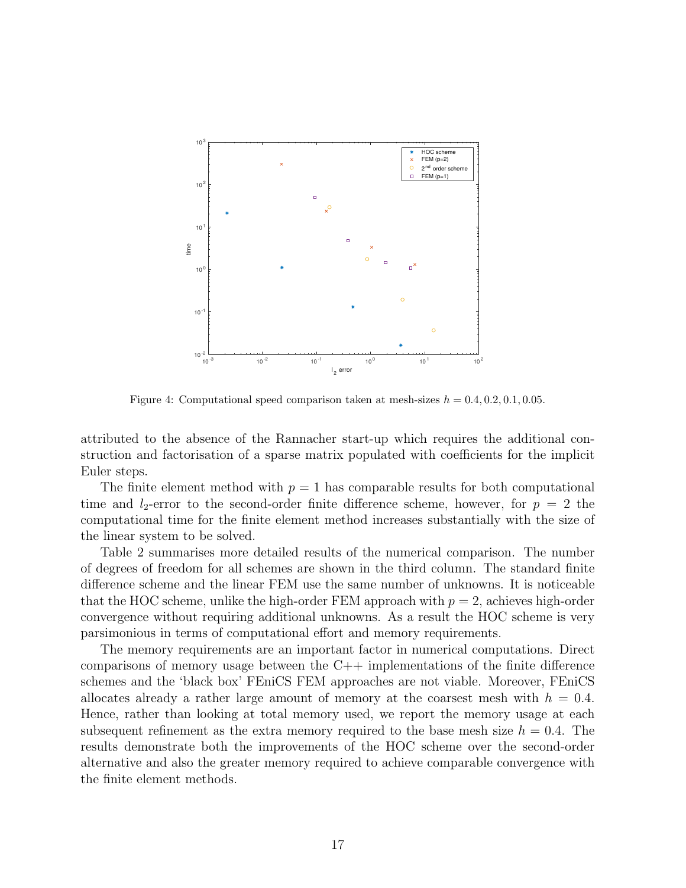Figure 4: Computational speed comparison taken at mesh-sizes $h = 0.4, 0.2, 0.1, 0.05$.

attributed to the absence of the Rannacher start-up which requires the additional construction and factorisation of a sparse matrix populated with coefficients for the implicit Euler steps.

The finite element method with $p = 1$ has comparable results for both computational time and $l_2$-error to the second-order finite difference scheme, however, for $p = 2$ the computational time for the finite element method increases substantially with the size of the linear system to be solved.

Table 2 summarises more detailed results of the numerical comparison. The number of degrees of freedom for all schemes are shown in the third column. The standard finite difference scheme and the linear FEM use the same number of unknowns. It is noticeable that the HOC scheme, unlike the high-order FEM approach with $p = 2$, achieves high-order convergence without requiring additional unknowns. As a result the HOC scheme is very parsimonious in terms of computational effort and memory requirements.

The memory requirements are an important factor in numerical computations. Direct comparisons of memory usage between the C++ implementations of the finite difference schemes and the 'black box' FEniCS FEM approaches are not viable. Moreover, FEniCS allocates already a rather large amount of memory at the coarsest mesh with $h = 0.4$. Hence, rather than looking at total memory used, we report the memory usage at each subsequent refinement as the extra memory required to the base mesh size $h = 0.4$. The results demonstrate both the improvements of the HOC scheme over the second-order alternative and also the greater memory required to achieve comparable convergence with the finite element methods.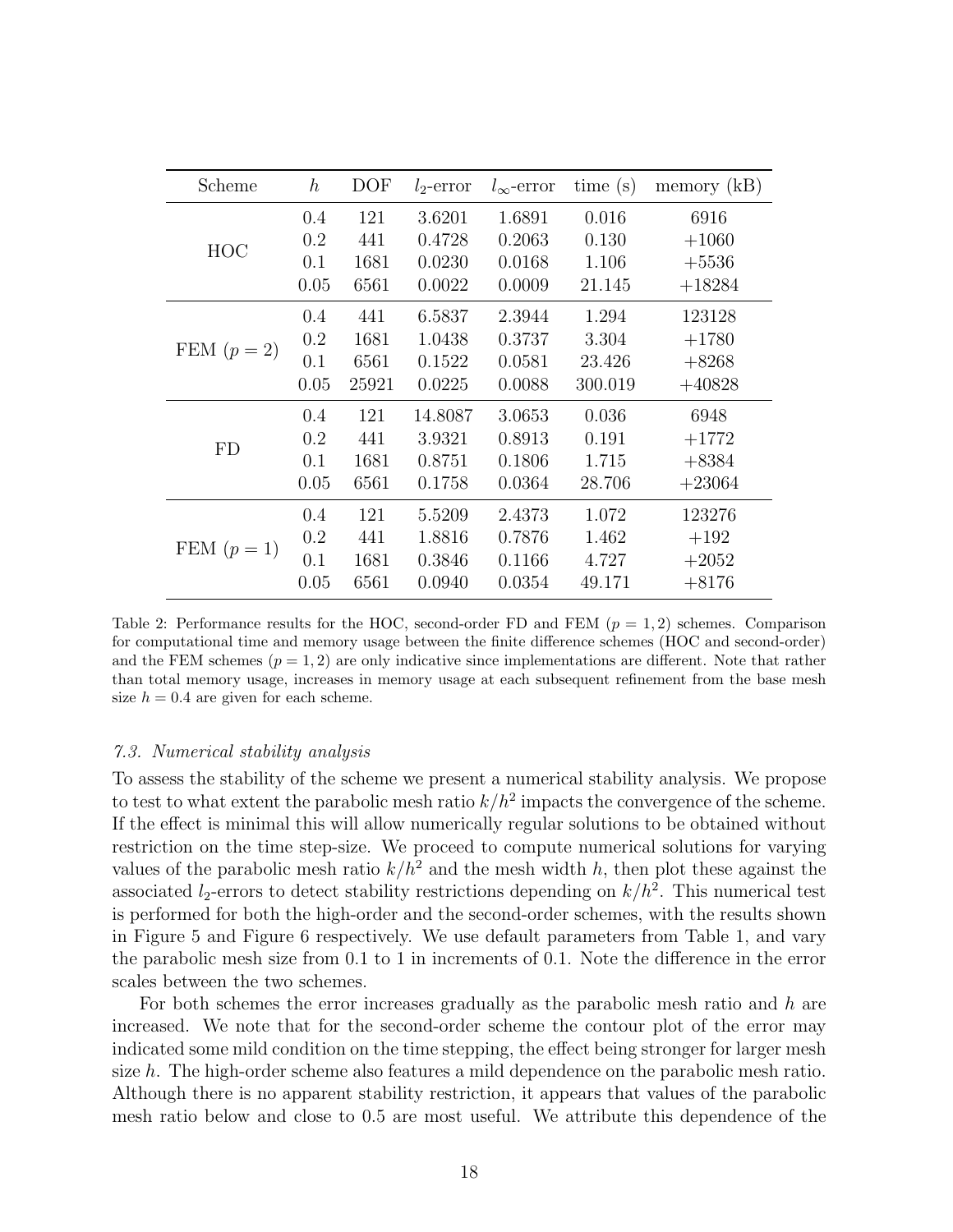| Scheme | $h$ | DOF | $l_2$-error | $l_\infty$-error | time (s) | memory (kB) |
|---|---|---|---|---|---|---|
| HOC | 0.4 | 121 | 3.6201 | 1.6891 | 0.016 | 6916 |
| | 0.2 | 441 | 0.4728 | 0.2063 | 0.130 | +1060 |
| | 0.1 | 1681 | 0.0230 | 0.0168 | 1.106 | +5536 |
| | 0.05 | 6561 | 0.0022 | 0.0009 | 21.145 | +18284 |
| FEM ($p = 2$) | 0.4 | 441 | 6.5837 | 2.3944 | 1.294 | 123128 |
| | 0.2 | 1681 | 1.0438 | 0.3737 | 3.304 | +1780 |
| | 0.1 | 6561 | 0.1522 | 0.0581 | 23.426 | +8268 |
| | 0.05 | 25921 | 0.0225 | 0.0088 | 300.019 | +40828 |
| FD | 0.4 | 121 | 14.8087 | 3.0653 | 0.036 | 6948 |
| | 0.2 | 441 | 3.9321 | 0.8913 | 0.191 | +1772 |
| | 0.1 | 1681 | 0.8751 | 0.1806 | 1.715 | +8384 |
| | 0.05 | 6561 | 0.1758 | 0.0364 | 28.706 | +23064 |
| FEM ($p = 1$) | 0.4 | 121 | 5.5209 | 2.4373 | 1.072 | 123276 |
| | 0.2 | 441 | 1.8816 | 0.7876 | 1.462 | +192 |
| | 0.1 | 1681 | 0.3846 | 0.1166 | 4.727 | +2052 |
| | 0.05 | 6561 | 0.0940 | 0.0354 | 49.171 | +8176 |

Table 2: Performance results for the HOC, second-order FD and FEM ($p = 1, 2$) schemes. Comparison for computational time and memory usage between the finite difference schemes (HOC and second-order) and the FEM schemes ($p = 1, 2$) are only indicative since implementations are different. Note that rather than total memory usage, increases in memory usage at each subsequent refinement from the base mesh size $h = 0.4$ are given for each scheme.

### *7.3. Numerical stability analysis*

To assess the stability of the scheme we present a numerical stability analysis. We propose to test to what extent the parabolic mesh ratio $k/h^2$ impacts the convergence of the scheme. If the effect is minimal this will allow numerically regular solutions to be obtained without restriction on the time step-size. We proceed to compute numerical solutions for varying values of the parabolic mesh ratio $k/h^2$ and the mesh width $h$, then plot these against the associated $l_2$-errors to detect stability restrictions depending on $k/h^2$. This numerical test is performed for both the high-order and the second-order schemes, with the results shown in Figure 5 and Figure 6 respectively. We use default parameters from Table 1, and vary the parabolic mesh size from 0.1 to 1 in increments of 0.1. Note the difference in the error scales between the two schemes.

For both schemes the error increases gradually as the parabolic mesh ratio and $h$ are increased. We note that for the second-order scheme the contour plot of the error may indicated some mild condition on the time stepping, the effect being stronger for larger mesh size $h$. The high-order scheme also features a mild dependence on the parabolic mesh ratio. Although there is no apparent stability restriction, it appears that values of the parabolic mesh ratio below and close to 0.5 are most useful. We attribute this dependence of the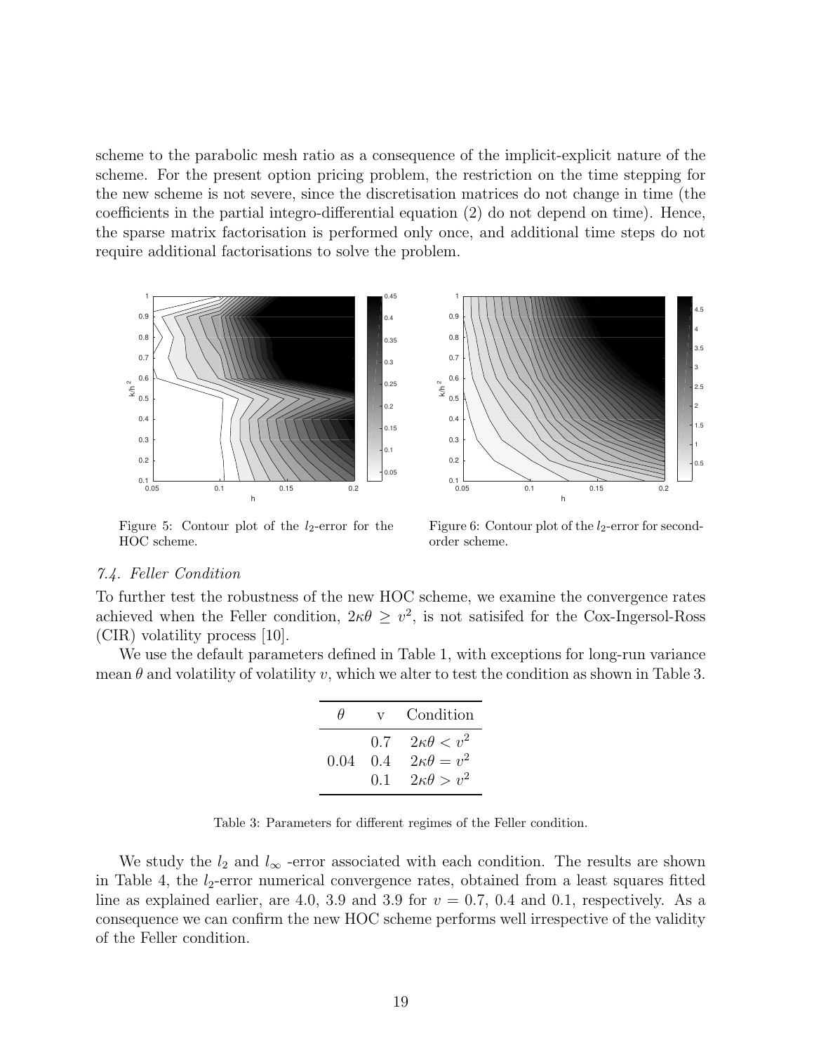scheme to the parabolic mesh ratio as a consequence of the implicit-explicit nature of the scheme. For the present option pricing problem, the restriction on the time stepping for the new scheme is not severe, since the discretisation matrices do not change in time (the coefficients in the partial integro-differential equation (2) do not depend on time). Hence, the sparse matrix factorisation is performed only once, and additional time steps do not require additional factorisations to solve the problem.

Figure 5: Contour plot of the $l_2$-error for the HOC scheme.

Figure 6: Contour plot of the $l_2$-error for second-order scheme.

### *7.4. Feller Condition*

To further test the robustness of the new HOC scheme, we examine the convergence rates achieved when the Feller condition, $2\kappa\theta \geq v^2$, is not satisifed for the Cox-Ingersol-Ross (CIR) volatility process [10].

We use the default parameters defined in Table 1, with exceptions for long-run variance mean $\theta$ and volatility of volatility $v$, which we alter to test the condition as shown in Table 3.

| $\theta$ | v | Condition |
|---|---|---|
| | 0.7 | $2\kappa\theta < v^2$ |
| 0.04 | 0.4 | $2\kappa\theta = v^2$ |
| | 0.1 | $2\kappa\theta > v^2$ |

Table 3: Parameters for different regimes of the Feller condition.

We study the $l_2$ and $l_\infty$ -error associated with each condition. The results are shown in Table 4, the $l_2$-error numerical convergence rates, obtained from a least squares fitted line as explained earlier, are 4.0, 3.9 and 3.9 for $v = 0.7$, 0.4 and 0.1, respectively. As a consequence we can confirm the new HOC scheme performs well irrespective of the validity of the Feller condition.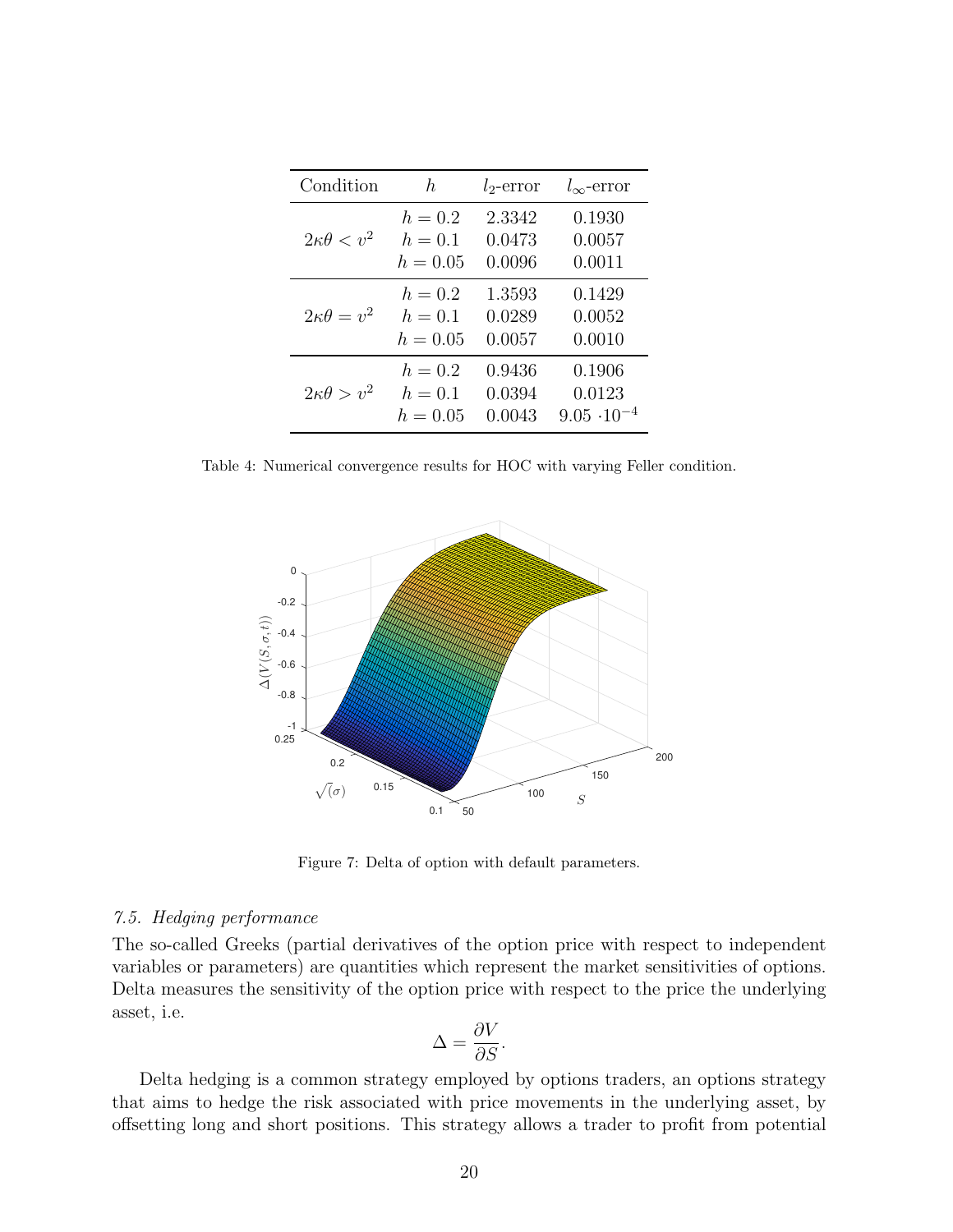| Condition | $h$ | $l_2$-error | $l_\infty$-error |
|---|---|---|---|
| $2\kappa\theta < v^2$ | $h = 0.2$ | 2.3342 | 0.1930 |
| | $h = 0.1$ | 0.0473 | 0.0057 |
| | $h = 0.05$ | 0.0096 | 0.0011 |
| $2\kappa\theta = v^2$ | $h = 0.2$ | 1.3593 | 0.1429 |
| | $h = 0.1$ | 0.0289 | 0.0052 |
| | $h = 0.05$ | 0.0057 | 0.0010 |
| $2\kappa\theta > v^2$ | $h = 0.2$ | 0.9436 | 0.1906 |
| | $h = 0.1$ | 0.0394 | 0.0123 |
| | $h = 0.05$ | 0.0043 | $9.05 \cdot 10^{-4}$ |

Table 4: Numerical convergence results for HOC with varying Feller condition.

Figure 7: Delta of option with default parameters.

### 7.5. Hedging performance

The so-called Greeks (partial derivatives of the option price with respect to independent variables or parameters) are quantities which represent the market sensitivities of options. Delta measures the sensitivity of the option price with respect to the price the underlying asset, i.e.

$$\Delta = \frac{\partial V}{\partial S}.$$

Delta hedging is a common strategy employed by options traders, an options strategy that aims to hedge the risk associated with price movements in the underlying asset, by offsetting long and short positions. This strategy allows a trader to profit from potential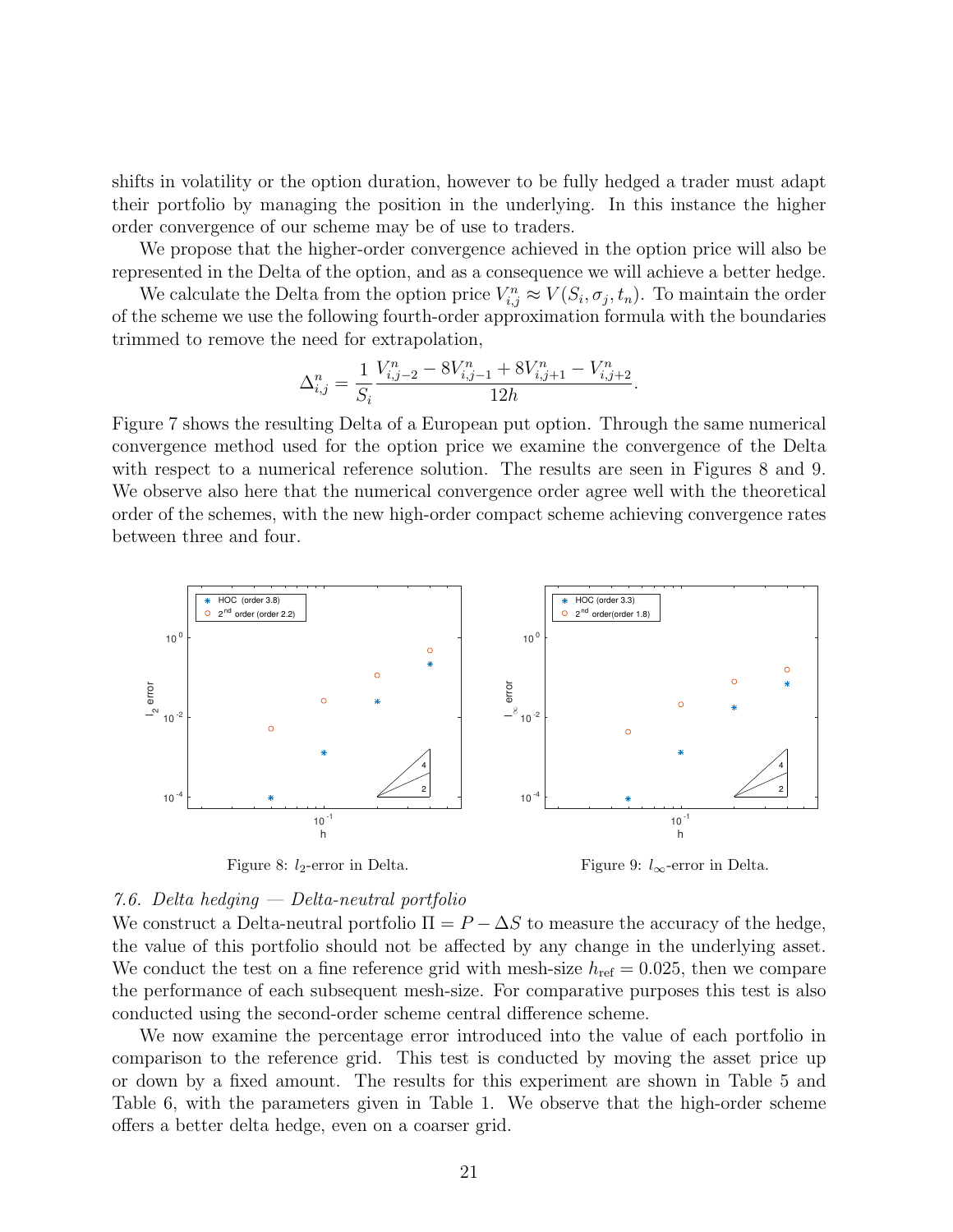shifts in volatility or the option duration, however to be fully hedged a trader must adapt their portfolio by managing the position in the underlying. In this instance the higher order convergence of our scheme may be of use to traders.

We propose that the higher-order convergence achieved in the option price will also be represented in the Delta of the option, and as a consequence we will achieve a better hedge.

We calculate the Delta from the option price $V_{i,j}^n \approx V(S_i, \sigma_j, t_n)$. To maintain the order of the scheme we use the following fourth-order approximation formula with the boundaries trimmed to remove the need for extrapolation,

$$\Delta_{i,j}^n = \frac{1}{S_i} \frac{V_{i,j-2}^n - 8V_{i,j-1}^n + 8V_{i,j+1}^n - V_{i,j+2}^n}{12h}.$$

Figure 7 shows the resulting Delta of a European put option. Through the same numerical convergence method used for the option price we examine the convergence of the Delta with respect to a numerical reference solution. The results are seen in Figures 8 and 9. We observe also here that the numerical convergence order agree well with the theoretical order of the schemes, with the new high-order compact scheme achieving convergence rates between three and four.

Figure 8: $l_2$-error in Delta.

Figure 9: $l_\infty$-error in Delta.

### 7.6. Delta hedging — Delta-neutral portfolio

We construct a Delta-neutral portfolio $\Pi = P - \Delta S$ to measure the accuracy of the hedge, the value of this portfolio should not be affected by any change in the underlying asset. We conduct the test on a fine reference grid with mesh-size $h_{\text{ref}} = 0.025$, then we compare the performance of each subsequent mesh-size. For comparative purposes this test is also conducted using the second-order scheme central difference scheme.

We now examine the percentage error introduced into the value of each portfolio in comparison to the reference grid. This test is conducted by moving the asset price up or down by a fixed amount. The results for this experiment are shown in Table 5 and Table 6, with the parameters given in Table 1. We observe that the high-order scheme offers a better delta hedge, even on a coarser grid.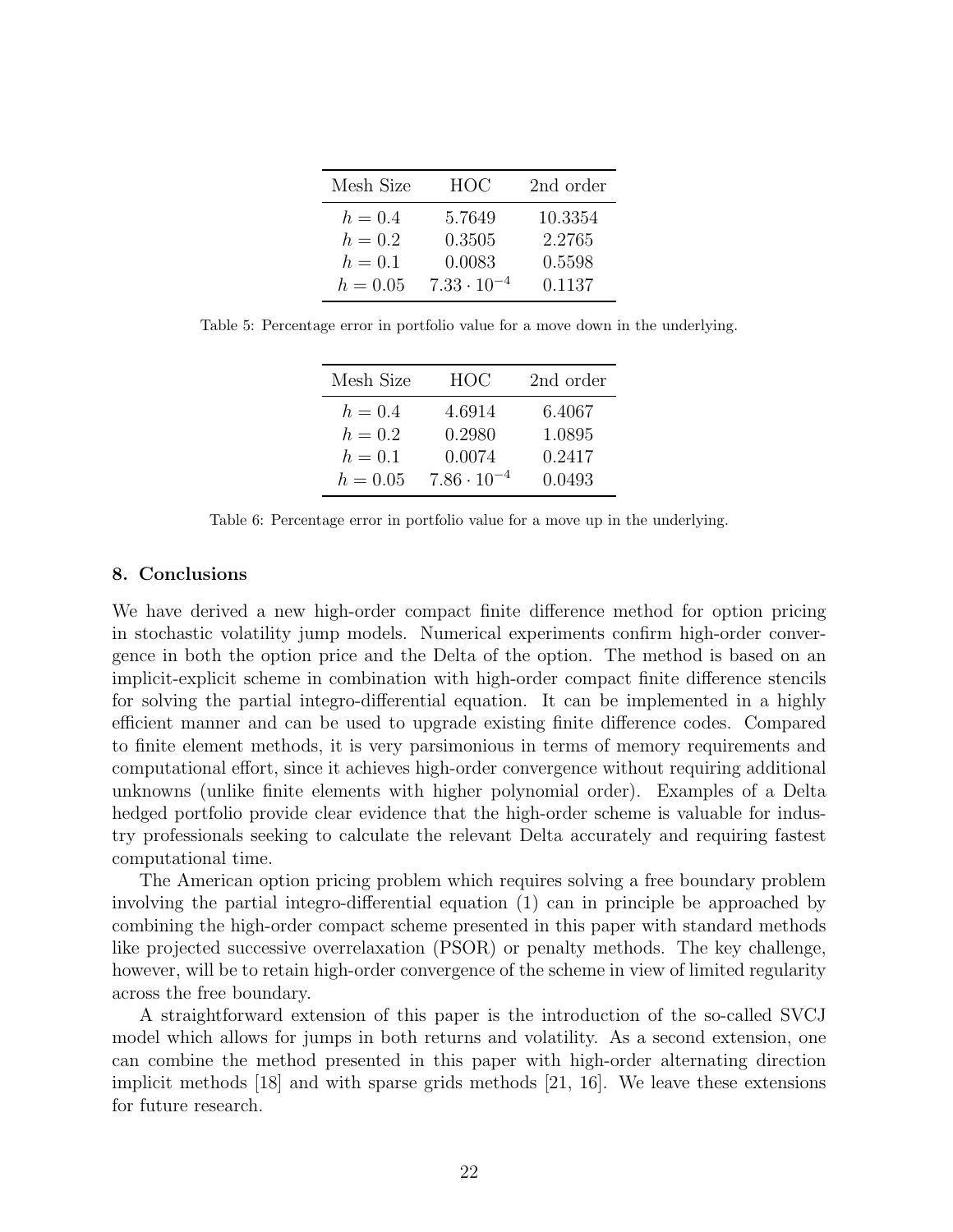| Mesh Size | HOC | 2nd order |
|---|---|---|
| $h = 0.4$ | 5.7649 | 10.3354 |
| $h = 0.2$ | 0.3505 | 2.2765 |
| $h = 0.1$ | 0.0083 | 0.5598 |
| $h = 0.05$ | $7.33 \cdot 10^{-4}$ | 0.1137 |

Table 5: Percentage error in portfolio value for a move down in the underlying.

| Mesh Size | HOC | 2nd order |
|---|---|---|
| $h = 0.4$ | 4.6914 | 6.4067 |
| $h = 0.2$ | 0.2980 | 1.0895 |
| $h = 0.1$ | 0.0074 | 0.2417 |
| $h = 0.05$ | $7.86 \cdot 10^{-4}$ | 0.0493 |

Table 6: Percentage error in portfolio value for a move up in the underlying.

## 8. Conclusions

We have derived a new high-order compact finite difference method for option pricing in stochastic volatility jump models. Numerical experiments confirm high-order convergence in both the option price and the Delta of the option. The method is based on an implicit-explicit scheme in combination with high-order compact finite difference stencils for solving the partial integro-differential equation. It can be implemented in a highly efficient manner and can be used to upgrade existing finite difference codes. Compared to finite element methods, it is very parsimonious in terms of memory requirements and computational effort, since it achieves high-order convergence without requiring additional unknowns (unlike finite elements with higher polynomial order). Examples of a Delta hedged portfolio provide clear evidence that the high-order scheme is valuable for industry professionals seeking to calculate the relevant Delta accurately and requiring fastest computational time.

The American option pricing problem which requires solving a free boundary problem involving the partial integro-differential equation (1) can in principle be approached by combining the high-order compact scheme presented in this paper with standard methods like projected successive overrelaxation (PSOR) or penalty methods. The key challenge, however, will be to retain high-order convergence of the scheme in view of limited regularity across the free boundary.

A straightforward extension of this paper is the introduction of the so-called SVCJ model which allows for jumps in both returns and volatility. As a second extension, one can combine the method presented in this paper with high-order alternating direction implicit methods [18] and with sparse grids methods [21, 16]. We leave these extensions for future research.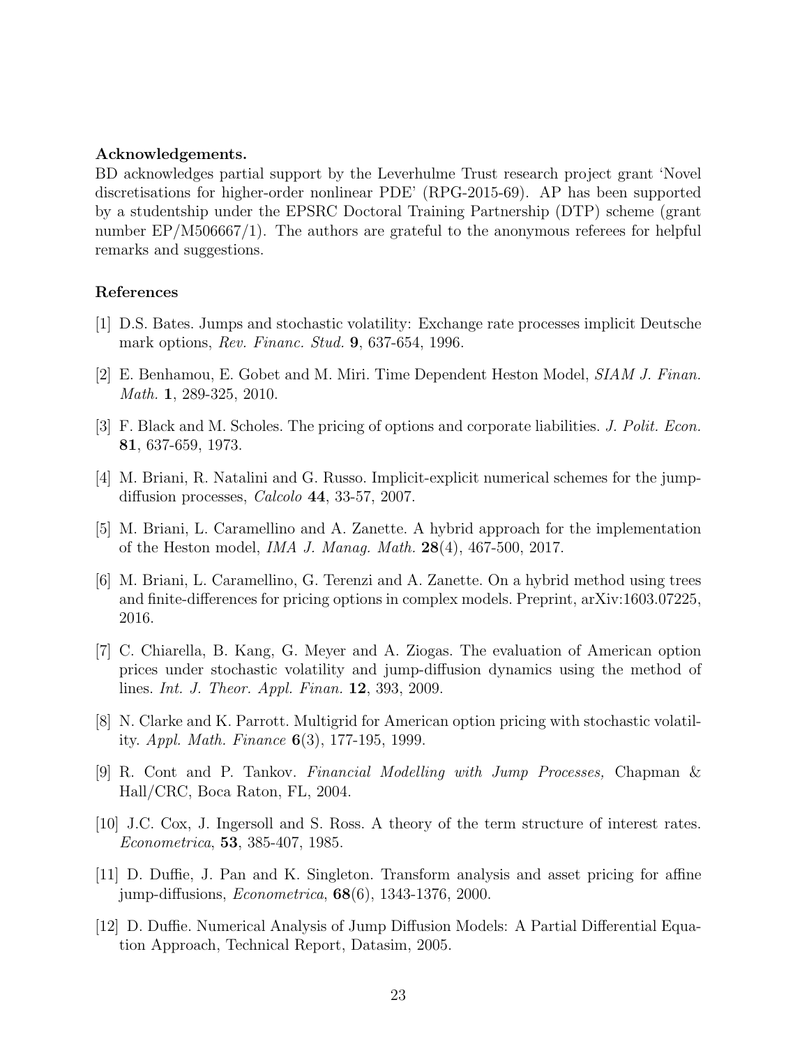**Acknowledgements.**
BD acknowledges partial support by the Leverhulme Trust research project grant 'Novel discretisations for higher-order nonlinear PDE' (RPG-2015-69). AP has been supported by a studentship under the EPSRC Doctoral Training Partnership (DTP) scheme (grant number EP/M506667/1). The authors are grateful to the anonymous referees for helpful remarks and suggestions.

## References

[1] D.S. Bates. Jumps and stochastic volatility: Exchange rate processes implicit Deutsche mark options, *Rev. Financ. Stud.* **9**, 637-654, 1996.

[2] E. Benhamou, E. Gobet and M. Miri. Time Dependent Heston Model, *SIAM J. Finan. Math.* **1**, 289-325, 2010.

[3] F. Black and M. Scholes. The pricing of options and corporate liabilities. *J. Polit. Econ.* **81**, 637-659, 1973.

[4] M. Briani, R. Natalini and G. Russo. Implicit-explicit numerical schemes for the jump-diffusion processes, *Calcolo* **44**, 33-57, 2007.

[5] M. Briani, L. Caramellino and A. Zanette. A hybrid approach for the implementation of the Heston model, *IMA J. Manag. Math.* **28**(4), 467-500, 2017.

[6] M. Briani, L. Caramellino, G. Terenzi and A. Zanette. On a hybrid method using trees and finite-differences for pricing options in complex models. Preprint, arXiv:1603.07225, 2016.

[7] C. Chiarella, B. Kang, G. Meyer and A. Ziogas. The evaluation of American option prices under stochastic volatility and jump-diffusion dynamics using the method of lines. *Int. J. Theor. Appl. Finan.* **12**, 393, 2009.

[8] N. Clarke and K. Parrott. Multigrid for American option pricing with stochastic volatility. *Appl. Math. Finance* **6**(3), 177-195, 1999.

[9] R. Cont and P. Tankov. *Financial Modelling with Jump Processes,* Chapman & Hall/CRC, Boca Raton, FL, 2004.

[10] J.C. Cox, J. Ingersoll and S. Ross. A theory of the term structure of interest rates. *Econometrica*, **53**, 385-407, 1985.

[11] D. Duffie, J. Pan and K. Singleton. Transform analysis and asset pricing for affine jump-diffusions, *Econometrica*, **68**(6), 1343-1376, 2000.

[12] D. Duffie. Numerical Analysis of Jump Diffusion Models: A Partial Differential Equation Approach, Technical Report, Datasim, 2005.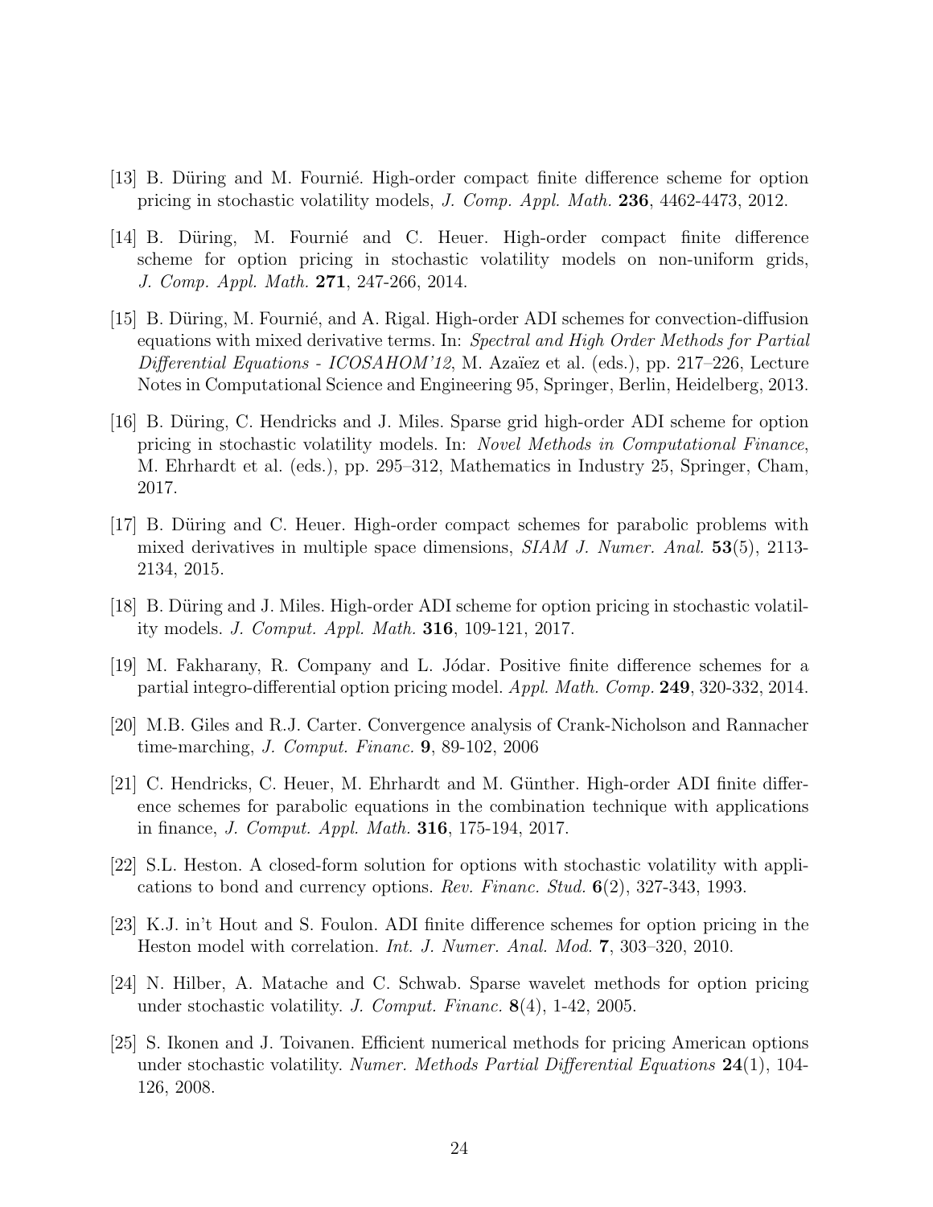[13] B. Düring and M. Fournié. High-order compact finite difference scheme for option pricing in stochastic volatility models, *J. Comp. Appl. Math.* **236**, 4462-4473, 2012.

[14] B. Düring, M. Fournié and C. Heuer. High-order compact finite difference scheme for option pricing in stochastic volatility models on non-uniform grids, *J. Comp. Appl. Math.* **271**, 247-266, 2014.

[15] B. Düring, M. Fournié, and A. Rigal. High-order ADI schemes for convection-diffusion equations with mixed derivative terms. In: *Spectral and High Order Methods for Partial Differential Equations - ICOSAHOM'12*, M. Azaïez et al. (eds.), pp. 217–226, Lecture Notes in Computational Science and Engineering 95, Springer, Berlin, Heidelberg, 2013.

[16] B. Düring, C. Hendricks and J. Miles. Sparse grid high-order ADI scheme for option pricing in stochastic volatility models. In: *Novel Methods in Computational Finance*, M. Ehrhardt et al. (eds.), pp. 295–312, Mathematics in Industry 25, Springer, Cham, 2017.

[17] B. Düring and C. Heuer. High-order compact schemes for parabolic problems with mixed derivatives in multiple space dimensions, *SIAM J. Numer. Anal.* **53**(5), 2113-2134, 2015.

[18] B. Düring and J. Miles. High-order ADI scheme for option pricing in stochastic volatility models. *J. Comput. Appl. Math.* **316**, 109-121, 2017.

[19] M. Fakharany, R. Company and L. Jódar. Positive finite difference schemes for a partial integro-differential option pricing model. *Appl. Math. Comp.* **249**, 320-332, 2014.

[20] M.B. Giles and R.J. Carter. Convergence analysis of Crank-Nicholson and Rannacher time-marching, *J. Comput. Financ.* **9**, 89-102, 2006

[21] C. Hendricks, C. Heuer, M. Ehrhardt and M. Günther. High-order ADI finite difference schemes for parabolic equations in the combination technique with applications in finance, *J. Comput. Appl. Math.* **316**, 175-194, 2017.

[22] S.L. Heston. A closed-form solution for options with stochastic volatility with applications to bond and currency options. *Rev. Financ. Stud.* **6**(2), 327-343, 1993.

[23] K.J. in't Hout and S. Foulon. ADI finite difference schemes for option pricing in the Heston model with correlation. *Int. J. Numer. Anal. Mod.* **7**, 303–320, 2010.

[24] N. Hilber, A. Matache and C. Schwab. Sparse wavelet methods for option pricing under stochastic volatility. *J. Comput. Financ.* **8**(4), 1-42, 2005.

[25] S. Ikonen and J. Toivanen. Efficient numerical methods for pricing American options under stochastic volatility. *Numer. Methods Partial Differential Equations* **24**(1), 104-126, 2008.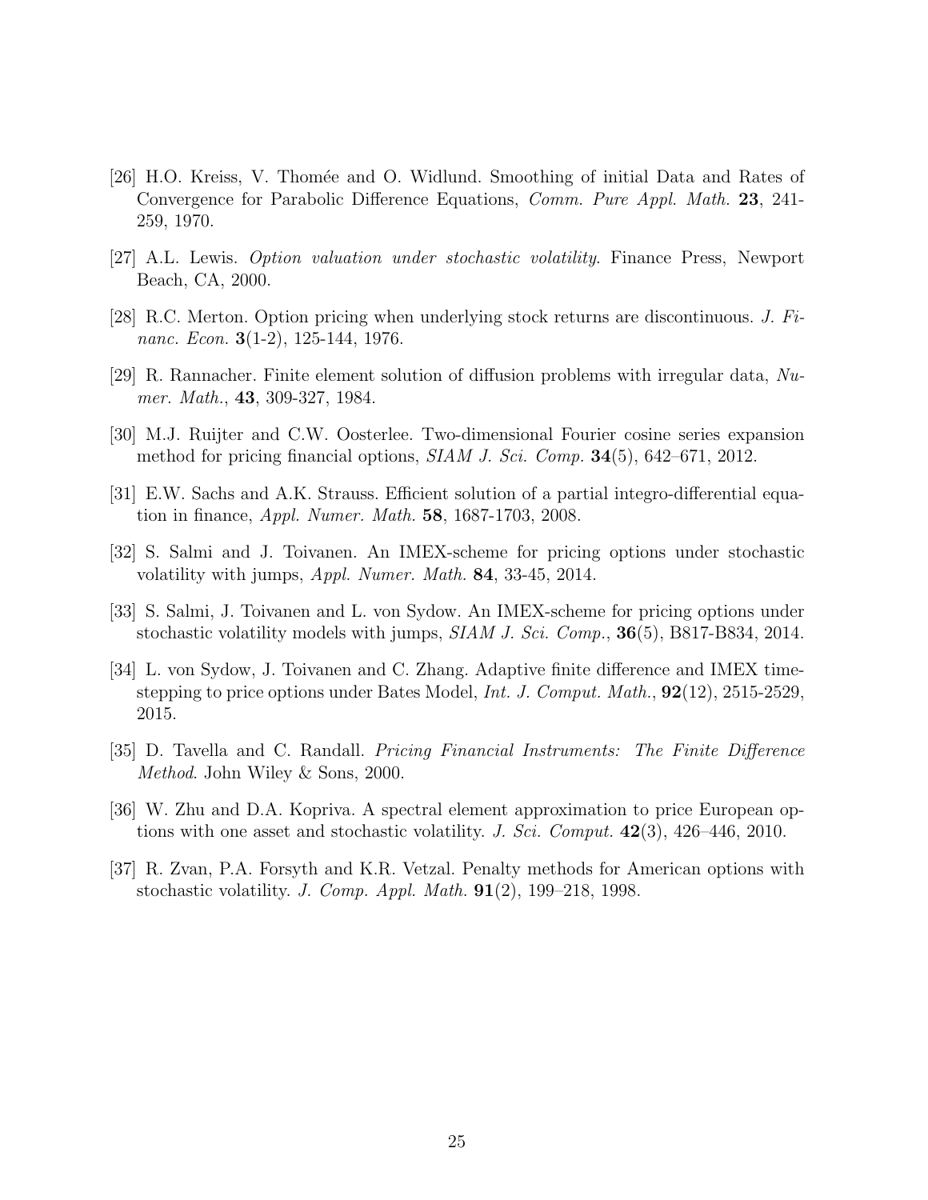[26] H.O. Kreiss, V. Thomée and O. Widlund. Smoothing of initial Data and Rates of Convergence for Parabolic Difference Equations, *Comm. Pure Appl. Math.* **23**, 241-259, 1970.

[27] A.L. Lewis. *Option valuation under stochastic volatility*. Finance Press, Newport Beach, CA, 2000.

[28] R.C. Merton. Option pricing when underlying stock returns are discontinuous. *J. Financ. Econ.* **3**(1-2), 125-144, 1976.

[29] R. Rannacher. Finite element solution of diffusion problems with irregular data, *Numer. Math.*, **43**, 309-327, 1984.

[30] M.J. Ruijter and C.W. Oosterlee. Two-dimensional Fourier cosine series expansion method for pricing financial options, *SIAM J. Sci. Comp.* **34**(5), 642–671, 2012.

[31] E.W. Sachs and A.K. Strauss. Efficient solution of a partial integro-differential equation in finance, *Appl. Numer. Math.* **58**, 1687-1703, 2008.

[32] S. Salmi and J. Toivanen. An IMEX-scheme for pricing options under stochastic volatility with jumps, *Appl. Numer. Math.* **84**, 33-45, 2014.

[33] S. Salmi, J. Toivanen and L. von Sydow. An IMEX-scheme for pricing options under stochastic volatility models with jumps, *SIAM J. Sci. Comp.*, **36**(5), B817-B834, 2014.

[34] L. von Sydow, J. Toivanen and C. Zhang. Adaptive finite difference and IMEX time-stepping to price options under Bates Model, *Int. J. Comput. Math.*, **92**(12), 2515-2529, 2015.

[35] D. Tavella and C. Randall. *Pricing Financial Instruments: The Finite Difference Method*. John Wiley & Sons, 2000.

[36] W. Zhu and D.A. Kopriva. A spectral element approximation to price European options with one asset and stochastic volatility. *J. Sci. Comput.* **42**(3), 426–446, 2010.

[37] R. Zvan, P.A. Forsyth and K.R. Vetzal. Penalty methods for American options with stochastic volatility. *J. Comp. Appl. Math.* **91**(2), 199–218, 1998.